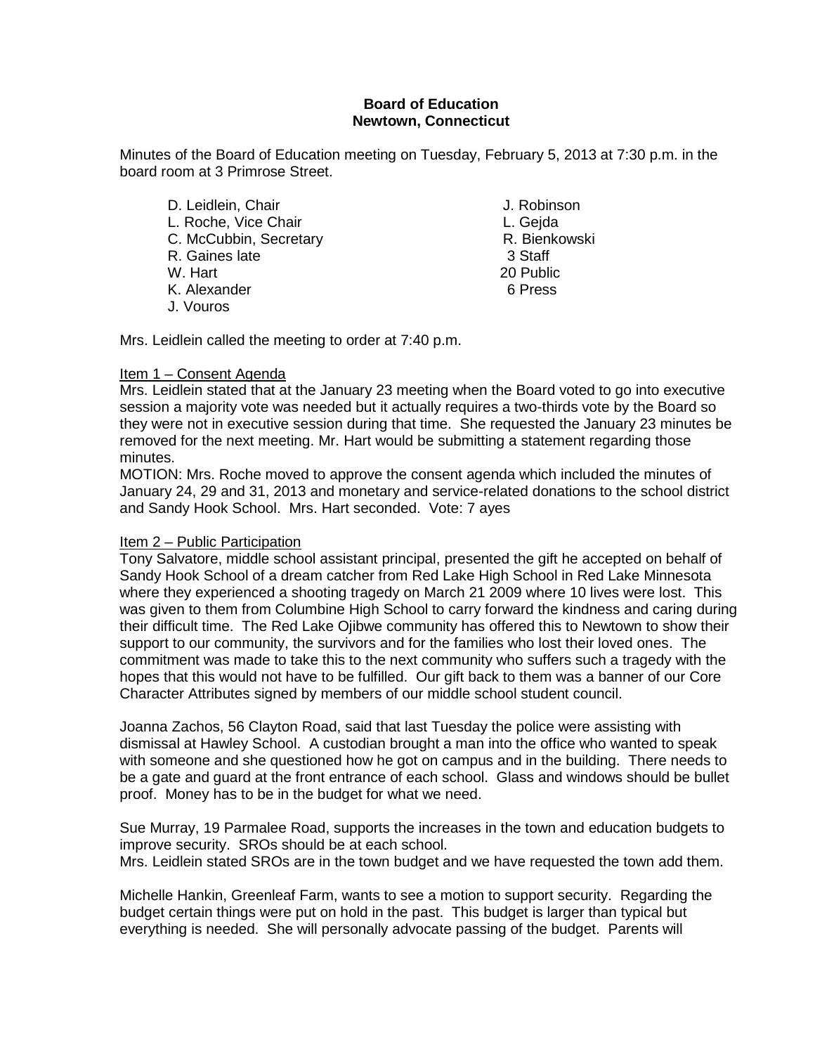**Board of Education**
**Newtown, Connecticut**

Minutes of the Board of Education meeting on Tuesday, February 5, 2013 at 7:30 p.m. in the board room at 3 Primrose Street.

D. Leidlein, Chair
L. Roche, Vice Chair
C. McCubbin, Secretary
R. Gaines late
W. Hart
K. Alexander
J. Vouros
J. Robinson
L. Gejda
R. Bienkowski
3 Staff
20 Public
6 Press

Mrs. Leidlein called the meeting to order at 7:40 p.m.

Item 1 – Consent Agenda

Mrs. Leidlein stated that at the January 23 meeting when the Board voted to go into executive session a majority vote was needed but it actually requires a two-thirds vote by the Board so they were not in executive session during that time. She requested the January 23 minutes be removed for the next meeting. Mr. Hart would be submitting a statement regarding those minutes.

MOTION: Mrs. Roche moved to approve the consent agenda which included the minutes of January 24, 29 and 31, 2013 and monetary and service-related donations to the school district and Sandy Hook School. Mrs. Hart seconded. Vote: 7 ayes

Item 2 – Public Participation

Tony Salvatore, middle school assistant principal, presented the gift he accepted on behalf of Sandy Hook School of a dream catcher from Red Lake High School in Red Lake Minnesota where they experienced a shooting tragedy on March 21 2009 where 10 lives were lost. This was given to them from Columbine High School to carry forward the kindness and caring during their difficult time. The Red Lake Ojibwe community has offered this to Newtown to show their support to our community, the survivors and for the families who lost their loved ones. The commitment was made to take this to the next community who suffers such a tragedy with the hopes that this would not have to be fulfilled. Our gift back to them was a banner of our Core Character Attributes signed by members of our middle school student council.

Joanna Zachos, 56 Clayton Road, said that last Tuesday the police were assisting with dismissal at Hawley School. A custodian brought a man into the office who wanted to speak with someone and she questioned how he got on campus and in the building. There needs to be a gate and guard at the front entrance of each school. Glass and windows should be bullet proof. Money has to be in the budget for what we need.

Sue Murray, 19 Parmalee Road, supports the increases in the town and education budgets to improve security. SROs should be at each school.

Mrs. Leidlein stated SROs are in the town budget and we have requested the town add them.

Michelle Hankin, Greenleaf Farm, wants to see a motion to support security. Regarding the budget certain things were put on hold in the past. This budget is larger than typical but everything is needed. She will personally advocate passing of the budget. Parents will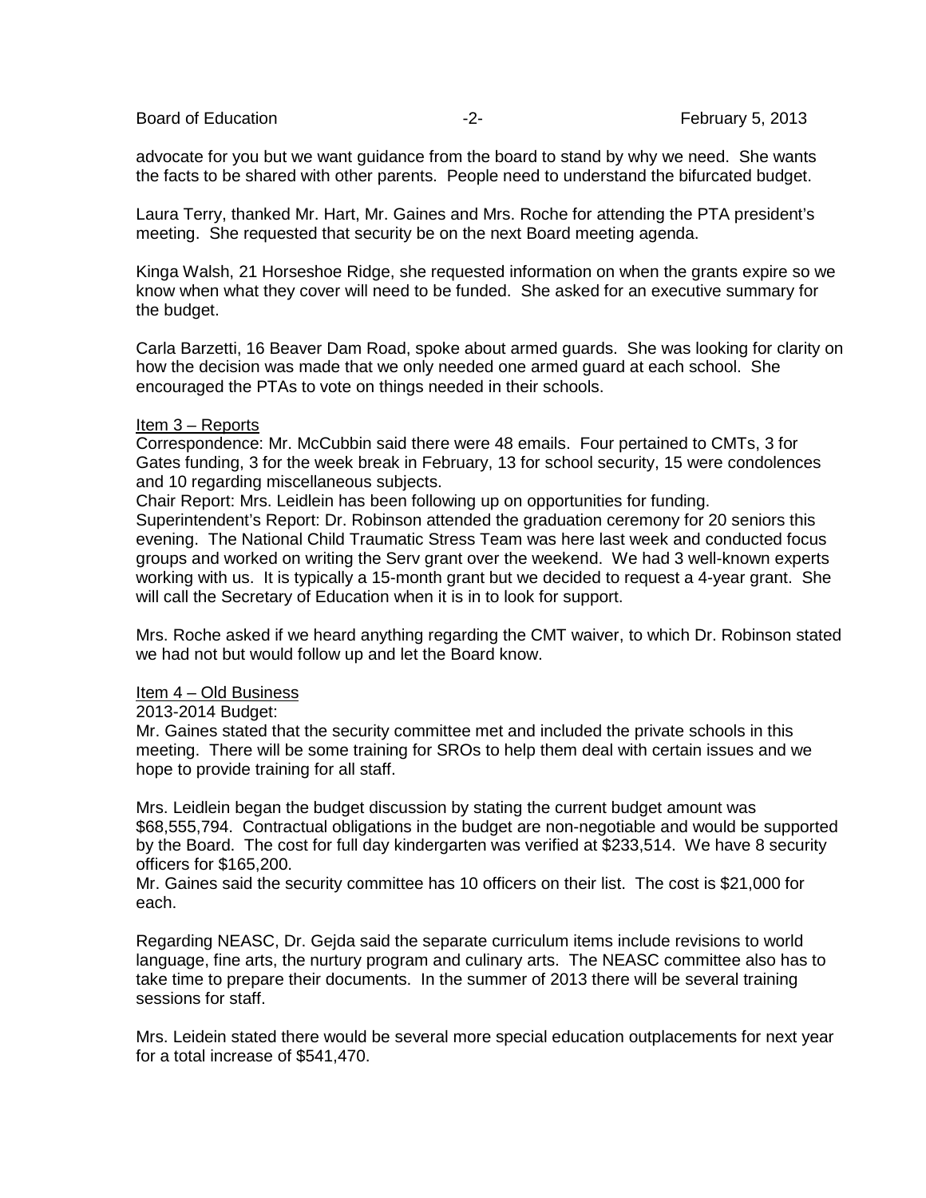advocate for you but we want guidance from the board to stand by why we need. She wants the facts to be shared with other parents. People need to understand the bifurcated budget.

Laura Terry, thanked Mr. Hart, Mr. Gaines and Mrs. Roche for attending the PTA president's meeting. She requested that security be on the next Board meeting agenda.

Kinga Walsh, 21 Horseshoe Ridge, she requested information on when the grants expire so we know when what they cover will need to be funded. She asked for an executive summary for the budget.

Carla Barzetti, 16 Beaver Dam Road, spoke about armed guards. She was looking for clarity on how the decision was made that we only needed one armed guard at each school. She encouraged the PTAs to vote on things needed in their schools.

<u>Item 3 – Reports</u>

Correspondence: Mr. McCubbin said there were 48 emails. Four pertained to CMTs, 3 for Gates funding, 3 for the week break in February, 13 for school security, 15 were condolences and 10 regarding miscellaneous subjects.

Chair Report: Mrs. Leidlein has been following up on opportunities for funding.

Superintendent's Report: Dr. Robinson attended the graduation ceremony for 20 seniors this evening. The National Child Traumatic Stress Team was here last week and conducted focus groups and worked on writing the Serv grant over the weekend. We had 3 well-known experts working with us. It is typically a 15-month grant but we decided to request a 4-year grant. She will call the Secretary of Education when it is in to look for support.

Mrs. Roche asked if we heard anything regarding the CMT waiver, to which Dr. Robinson stated we had not but would follow up and let the Board know.

<u>Item 4 – Old Business</u>

2013-2014 Budget:

Mr. Gaines stated that the security committee met and included the private schools in this meeting. There will be some training for SROs to help them deal with certain issues and we hope to provide training for all staff.

Mrs. Leidlein began the budget discussion by stating the current budget amount was $68,555,794. Contractual obligations in the budget are non-negotiable and would be supported by the Board. The cost for full day kindergarten was verified at $233,514. We have 8 security officers for $165,200.

Mr. Gaines said the security committee has 10 officers on their list. The cost is $21,000 for each.

Regarding NEASC, Dr. Gejda said the separate curriculum items include revisions to world language, fine arts, the nurtury program and culinary arts. The NEASC committee also has to take time to prepare their documents. In the summer of 2013 there will be several training sessions for staff.

Mrs. Leidein stated there would be several more special education outplacements for next year for a total increase of $541,470.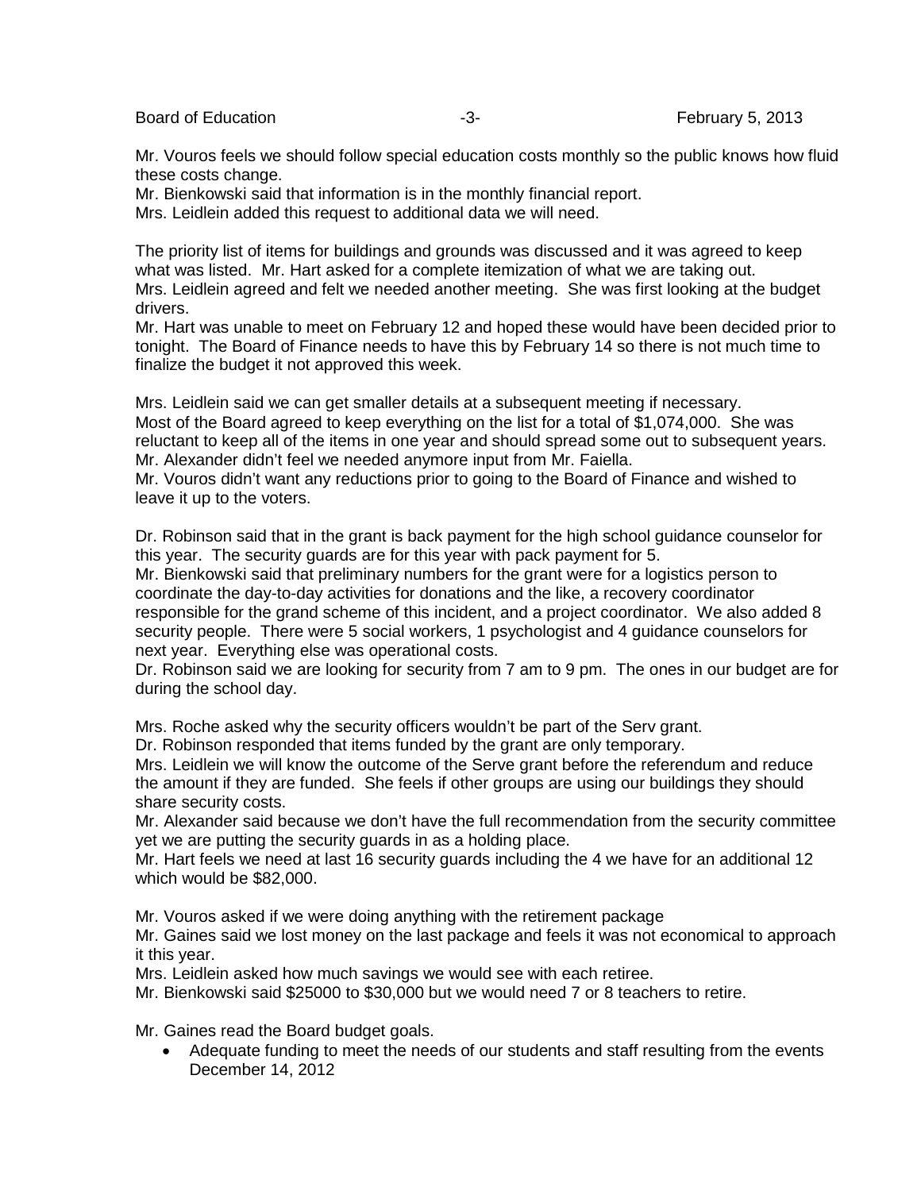Mr. Vouros feels we should follow special education costs monthly so the public knows how fluid these costs change.
Mr. Bienkowski said that information is in the monthly financial report.
Mrs. Leidlein added this request to additional data we will need.

The priority list of items for buildings and grounds was discussed and it was agreed to keep what was listed. Mr. Hart asked for a complete itemization of what we are taking out.
Mrs. Leidlein agreed and felt we needed another meeting. She was first looking at the budget drivers.
Mr. Hart was unable to meet on February 12 and hoped these would have been decided prior to tonight. The Board of Finance needs to have this by February 14 so there is not much time to finalize the budget it not approved this week.

Mrs. Leidlein said we can get smaller details at a subsequent meeting if necessary.
Most of the Board agreed to keep everything on the list for a total of $1,074,000. She was reluctant to keep all of the items in one year and should spread some out to subsequent years.
Mr. Alexander didn't feel we needed anymore input from Mr. Faiella.
Mr. Vouros didn't want any reductions prior to going to the Board of Finance and wished to leave it up to the voters.

Dr. Robinson said that in the grant is back payment for the high school guidance counselor for this year. The security guards are for this year with pack payment for 5.
Mr. Bienkowski said that preliminary numbers for the grant were for a logistics person to coordinate the day-to-day activities for donations and the like, a recovery coordinator responsible for the grand scheme of this incident, and a project coordinator. We also added 8 security people. There were 5 social workers, 1 psychologist and 4 guidance counselors for next year. Everything else was operational costs.
Dr. Robinson said we are looking for security from 7 am to 9 pm. The ones in our budget are for during the school day.

Mrs. Roche asked why the security officers wouldn't be part of the Serv grant.
Dr. Robinson responded that items funded by the grant are only temporary.
Mrs. Leidlein we will know the outcome of the Serve grant before the referendum and reduce the amount if they are funded. She feels if other groups are using our buildings they should share security costs.
Mr. Alexander said because we don't have the full recommendation from the security committee yet we are putting the security guards in as a holding place.
Mr. Hart feels we need at last 16 security guards including the 4 we have for an additional 12 which would be $82,000.

Mr. Vouros asked if we were doing anything with the retirement package
Mr. Gaines said we lost money on the last package and feels it was not economical to approach it this year.
Mrs. Leidlein asked how much savings we would see with each retiree.
Mr. Bienkowski said $25000 to $30,000 but we would need 7 or 8 teachers to retire.

Mr. Gaines read the Board budget goals.

- Adequate funding to meet the needs of our students and staff resulting from the events December 14, 2012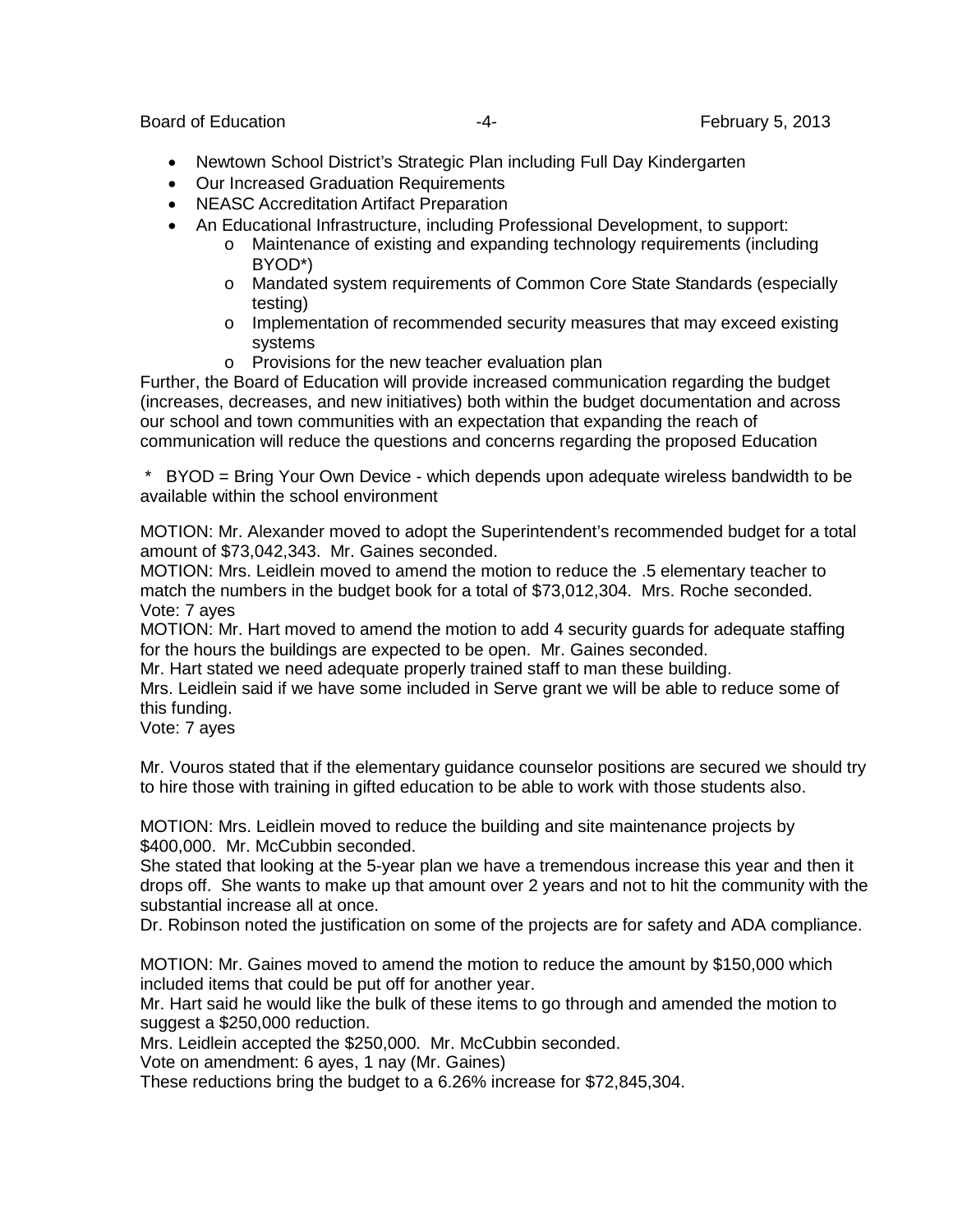- Newtown School District's Strategic Plan including Full Day Kindergarten
- Our Increased Graduation Requirements
- NEASC Accreditation Artifact Preparation
- An Educational Infrastructure, including Professional Development, to support:
  - Maintenance of existing and expanding technology requirements (including BYOD*)
  - Mandated system requirements of Common Core State Standards (especially testing)
  - Implementation of recommended security measures that may exceed existing systems
  - Provisions for the new teacher evaluation plan

Further, the Board of Education will provide increased communication regarding the budget (increases, decreases, and new initiatives) both within the budget documentation and across our school and town communities with an expectation that expanding the reach of communication will reduce the questions and concerns regarding the proposed Education

\* BYOD = Bring Your Own Device - which depends upon adequate wireless bandwidth to be available within the school environment

MOTION: Mr. Alexander moved to adopt the Superintendent's recommended budget for a total amount of $73,042,343. Mr. Gaines seconded.
MOTION: Mrs. Leidlein moved to amend the motion to reduce the .5 elementary teacher to match the numbers in the budget book for a total of $73,012,304. Mrs. Roche seconded.
Vote: 7 ayes
MOTION: Mr. Hart moved to amend the motion to add 4 security guards for adequate staffing for the hours the buildings are expected to be open. Mr. Gaines seconded.
Mr. Hart stated we need adequate properly trained staff to man these building.
Mrs. Leidlein said if we have some included in Serve grant we will be able to reduce some of this funding.
Vote: 7 ayes

Mr. Vouros stated that if the elementary guidance counselor positions are secured we should try to hire those with training in gifted education to be able to work with those students also.

MOTION: Mrs. Leidlein moved to reduce the building and site maintenance projects by $400,000. Mr. McCubbin seconded.
She stated that looking at the 5-year plan we have a tremendous increase this year and then it drops off. She wants to make up that amount over 2 years and not to hit the community with the substantial increase all at once.
Dr. Robinson noted the justification on some of the projects are for safety and ADA compliance.

MOTION: Mr. Gaines moved to amend the motion to reduce the amount by $150,000 which included items that could be put off for another year.
Mr. Hart said he would like the bulk of these items to go through and amended the motion to suggest a $250,000 reduction.
Mrs. Leidlein accepted the $250,000. Mr. McCubbin seconded.
Vote on amendment: 6 ayes, 1 nay (Mr. Gaines)
These reductions bring the budget to a 6.26% increase for $72,845,304.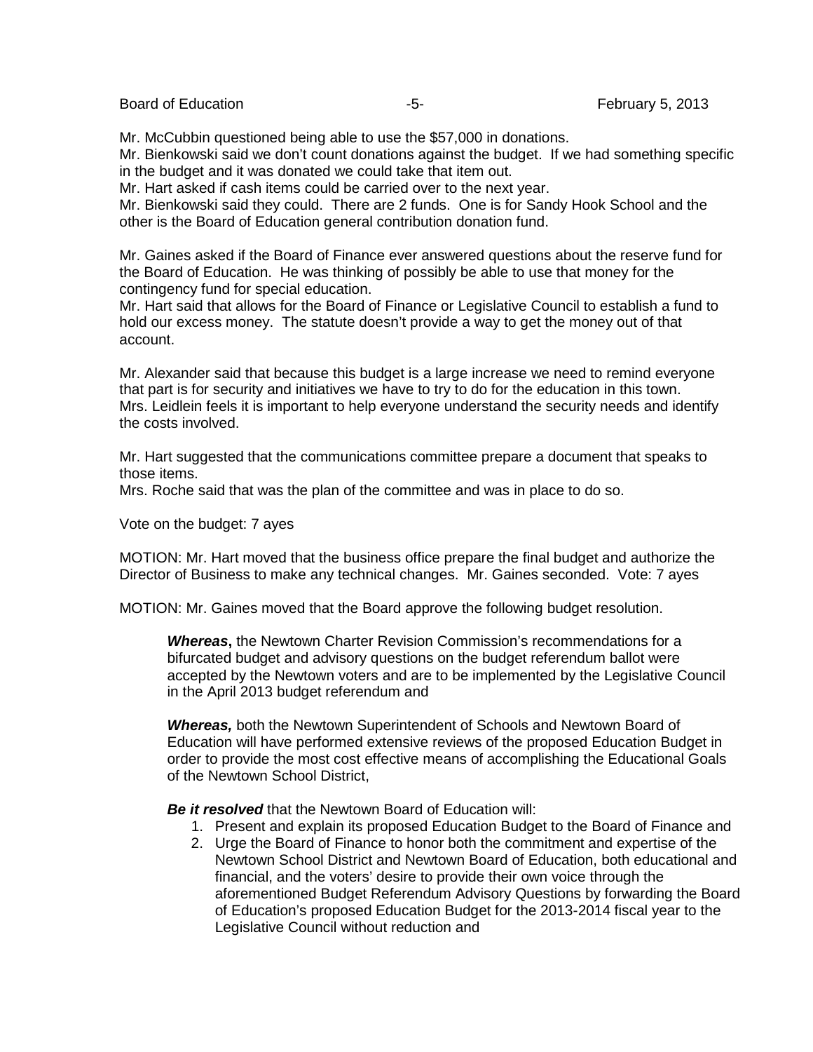Mr. McCubbin questioned being able to use the $57,000 in donations.

Mr. Bienkowski said we don't count donations against the budget. If we had something specific in the budget and it was donated we could take that item out.

Mr. Hart asked if cash items could be carried over to the next year.

Mr. Bienkowski said they could. There are 2 funds. One is for Sandy Hook School and the other is the Board of Education general contribution donation fund.

Mr. Gaines asked if the Board of Finance ever answered questions about the reserve fund for the Board of Education. He was thinking of possibly be able to use that money for the contingency fund for special education.

Mr. Hart said that allows for the Board of Finance or Legislative Council to establish a fund to hold our excess money. The statute doesn't provide a way to get the money out of that account.

Mr. Alexander said that because this budget is a large increase we need to remind everyone that part is for security and initiatives we have to try to do for the education in this town.

Mrs. Leidlein feels it is important to help everyone understand the security needs and identify the costs involved.

Mr. Hart suggested that the communications committee prepare a document that speaks to those items.

Mrs. Roche said that was the plan of the committee and was in place to do so.

Vote on the budget: 7 ayes

MOTION: Mr. Hart moved that the business office prepare the final budget and authorize the Director of Business to make any technical changes. Mr. Gaines seconded. Vote: 7 ayes

MOTION: Mr. Gaines moved that the Board approve the following budget resolution.

> ***Whereas*****,** the Newtown Charter Revision Commission's recommendations for a bifurcated budget and advisory questions on the budget referendum ballot were accepted by the Newtown voters and are to be implemented by the Legislative Council in the April 2013 budget referendum and
>
> ***Whereas,*** both the Newtown Superintendent of Schools and Newtown Board of Education will have performed extensive reviews of the proposed Education Budget in order to provide the most cost effective means of accomplishing the Educational Goals of the Newtown School District,
>
> ***Be it resolved*** that the Newtown Board of Education will:
>
> 1. Present and explain its proposed Education Budget to the Board of Finance and
> 2. Urge the Board of Finance to honor both the commitment and expertise of the Newtown School District and Newtown Board of Education, both educational and financial, and the voters' desire to provide their own voice through the aforementioned Budget Referendum Advisory Questions by forwarding the Board of Education's proposed Education Budget for the 2013-2014 fiscal year to the Legislative Council without reduction and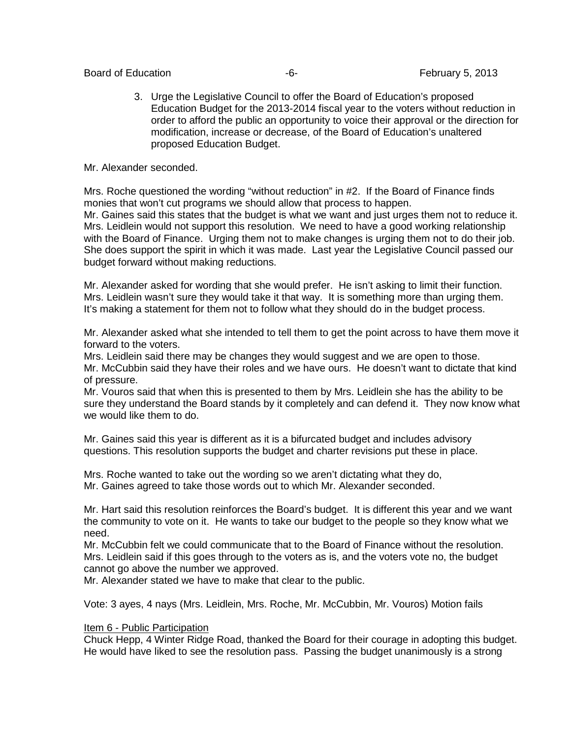3. Urge the Legislative Council to offer the Board of Education's proposed Education Budget for the 2013-2014 fiscal year to the voters without reduction in order to afford the public an opportunity to voice their approval or the direction for modification, increase or decrease, of the Board of Education's unaltered proposed Education Budget.

Mr. Alexander seconded.

Mrs. Roche questioned the wording "without reduction" in #2. If the Board of Finance finds monies that won't cut programs we should allow that process to happen.
Mr. Gaines said this states that the budget is what we want and just urges them not to reduce it.
Mrs. Leidlein would not support this resolution. We need to have a good working relationship with the Board of Finance. Urging them not to make changes is urging them not to do their job. She does support the spirit in which it was made. Last year the Legislative Council passed our budget forward without making reductions.

Mr. Alexander asked for wording that she would prefer. He isn't asking to limit their function.
Mrs. Leidlein wasn't sure they would take it that way. It is something more than urging them. It's making a statement for them not to follow what they should do in the budget process.

Mr. Alexander asked what she intended to tell them to get the point across to have them move it forward to the voters.
Mrs. Leidlein said there may be changes they would suggest and we are open to those.
Mr. McCubbin said they have their roles and we have ours. He doesn't want to dictate that kind of pressure.
Mr. Vouros said that when this is presented to them by Mrs. Leidlein she has the ability to be sure they understand the Board stands by it completely and can defend it. They now know what we would like them to do.

Mr. Gaines said this year is different as it is a bifurcated budget and includes advisory questions. This resolution supports the budget and charter revisions put these in place.

Mrs. Roche wanted to take out the wording so we aren't dictating what they do,
Mr. Gaines agreed to take those words out to which Mr. Alexander seconded.

Mr. Hart said this resolution reinforces the Board's budget. It is different this year and we want the community to vote on it. He wants to take our budget to the people so they know what we need.
Mr. McCubbin felt we could communicate that to the Board of Finance without the resolution.
Mrs. Leidlein said if this goes through to the voters as is, and the voters vote no, the budget cannot go above the number we approved.
Mr. Alexander stated we have to make that clear to the public.

Vote: 3 ayes, 4 nays (Mrs. Leidlein, Mrs. Roche, Mr. McCubbin, Mr. Vouros) Motion fails

Item 6 - Public Participation
Chuck Hepp, 4 Winter Ridge Road, thanked the Board for their courage in adopting this budget. He would have liked to see the resolution pass. Passing the budget unanimously is a strong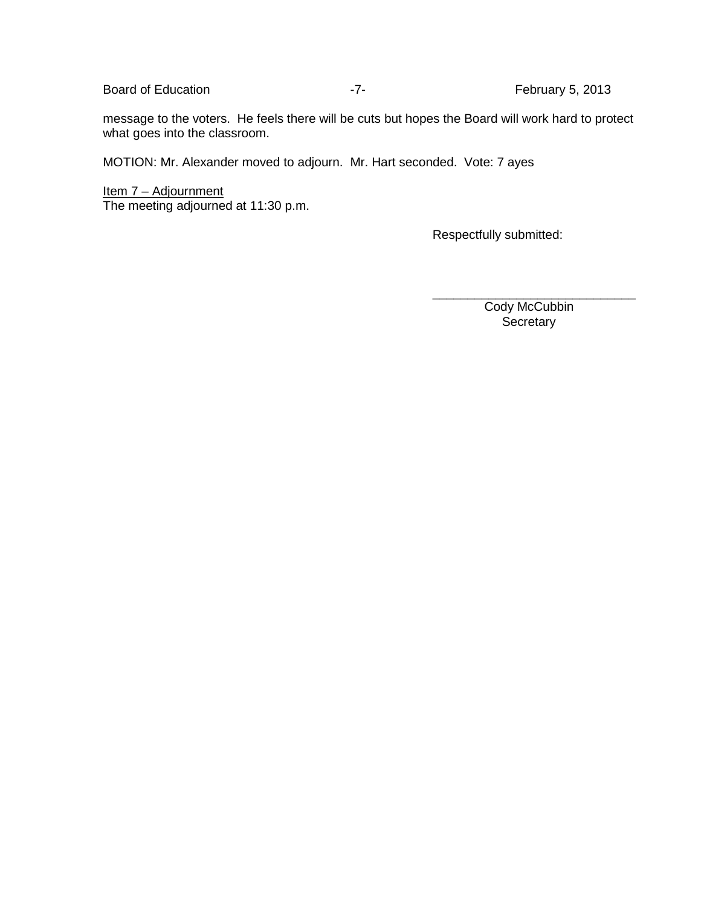message to the voters. He feels there will be cuts but hopes the Board will work hard to protect what goes into the classroom.

MOTION: Mr. Alexander moved to adjourn. Mr. Hart seconded. Vote: 7 ayes

Item 7 – Adjournment
The meeting adjourned at 11:30 p.m.

Respectfully submitted:

\_\_\_\_\_\_\_\_\_\_\_\_\_\_\_\_\_\_\_\_\_\_\_\_\_\_\_\_\_\_
Cody McCubbin
Secretary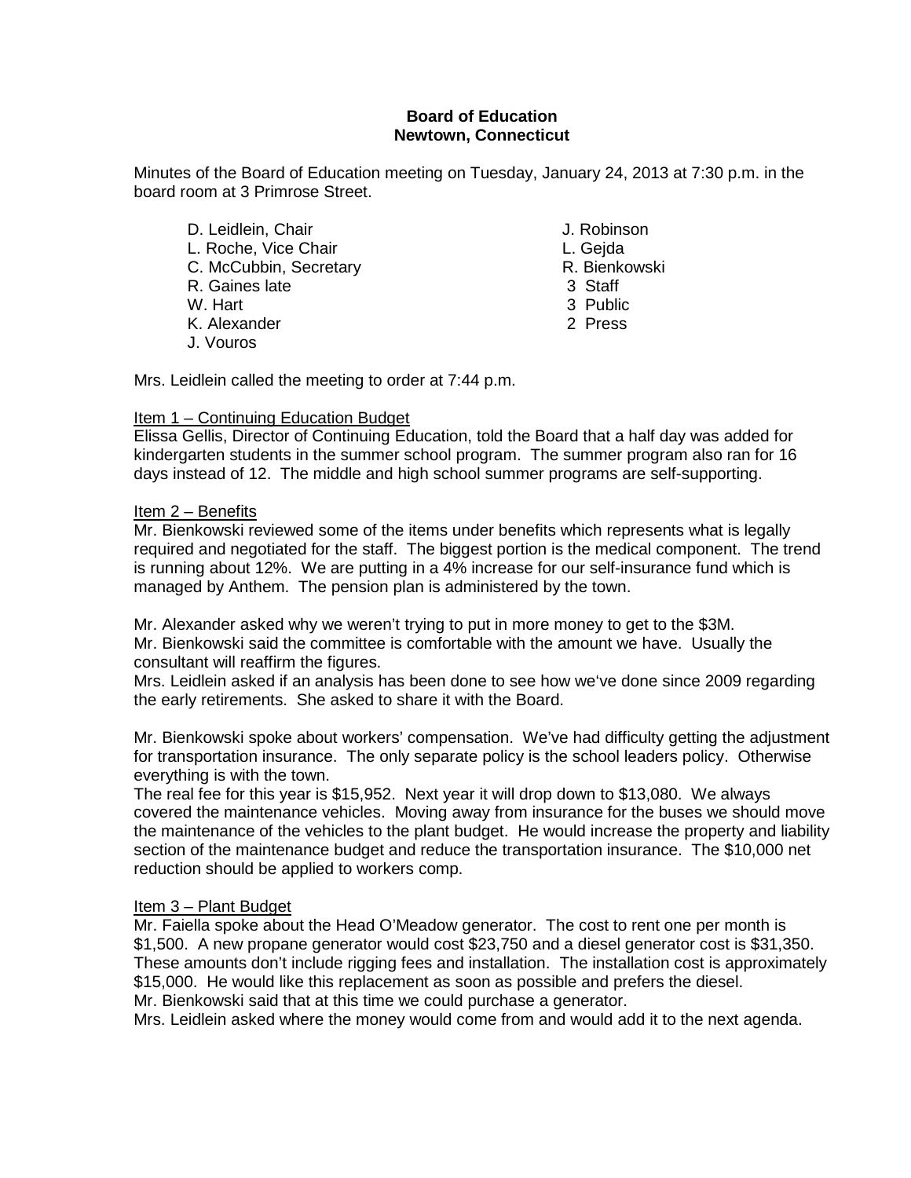**Board of Education**
**Newtown, Connecticut**

Minutes of the Board of Education meeting on Tuesday, January 24, 2013 at 7:30 p.m. in the board room at 3 Primrose Street.

| | |
|---|---|
| D. Leidlein, Chair | J. Robinson |
| L. Roche, Vice Chair | L. Gejda |
| C. McCubbin, Secretary | R. Bienkowski |
| R. Gaines late | 3 Staff |
| W. Hart | 3 Public |
| K. Alexander | 2 Press |
| J. Vouros | |

Mrs. Leidlein called the meeting to order at 7:44 p.m.

Item 1 – Continuing Education Budget

Elissa Gellis, Director of Continuing Education, told the Board that a half day was added for kindergarten students in the summer school program. The summer program also ran for 16 days instead of 12. The middle and high school summer programs are self-supporting.

Item 2 – Benefits

Mr. Bienkowski reviewed some of the items under benefits which represents what is legally required and negotiated for the staff. The biggest portion is the medical component. The trend is running about 12%. We are putting in a 4% increase for our self-insurance fund which is managed by Anthem. The pension plan is administered by the town.

Mr. Alexander asked why we weren't trying to put in more money to get to the $3M.
Mr. Bienkowski said the committee is comfortable with the amount we have. Usually the consultant will reaffirm the figures.
Mrs. Leidlein asked if an analysis has been done to see how we've done since 2009 regarding the early retirements. She asked to share it with the Board.

Mr. Bienkowski spoke about workers' compensation. We've had difficulty getting the adjustment for transportation insurance. The only separate policy is the school leaders policy. Otherwise everything is with the town.
The real fee for this year is $15,952. Next year it will drop down to $13,080. We always covered the maintenance vehicles. Moving away from insurance for the buses we should move the maintenance of the vehicles to the plant budget. He would increase the property and liability section of the maintenance budget and reduce the transportation insurance. The $10,000 net reduction should be applied to workers comp.

Item 3 – Plant Budget

Mr. Faiella spoke about the Head O'Meadow generator. The cost to rent one per month is $1,500. A new propane generator would cost $23,750 and a diesel generator cost is $31,350. These amounts don't include rigging fees and installation. The installation cost is approximately $15,000. He would like this replacement as soon as possible and prefers the diesel.
Mr. Bienkowski said that at this time we could purchase a generator.
Mrs. Leidlein asked where the money would come from and would add it to the next agenda.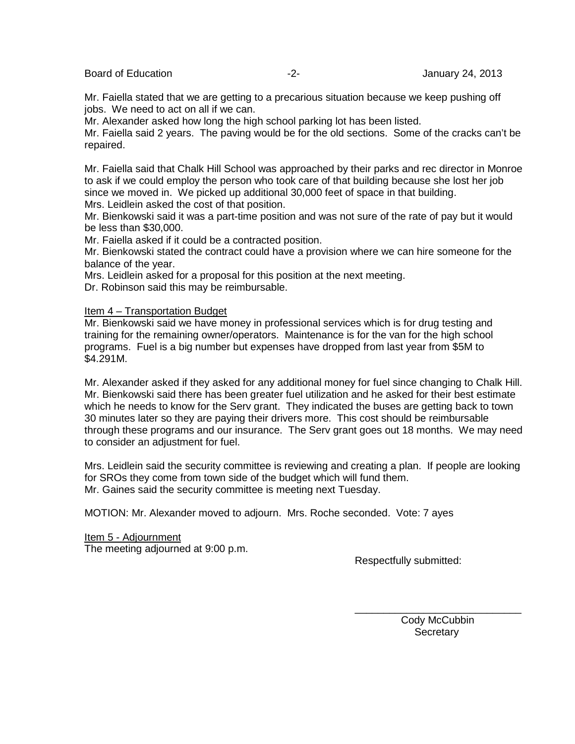Mr. Faiella stated that we are getting to a precarious situation because we keep pushing off jobs. We need to act on all if we can.
Mr. Alexander asked how long the high school parking lot has been listed.
Mr. Faiella said 2 years. The paving would be for the old sections. Some of the cracks can't be repaired.

Mr. Faiella said that Chalk Hill School was approached by their parks and rec director in Monroe to ask if we could employ the person who took care of that building because she lost her job since we moved in. We picked up additional 30,000 feet of space in that building.
Mrs. Leidlein asked the cost of that position.
Mr. Bienkowski said it was a part-time position and was not sure of the rate of pay but it would be less than $30,000.
Mr. Faiella asked if it could be a contracted position.
Mr. Bienkowski stated the contract could have a provision where we can hire someone for the balance of the year.
Mrs. Leidlein asked for a proposal for this position at the next meeting.
Dr. Robinson said this may be reimbursable.

<u>Item 4 – Transportation Budget</u>
Mr. Bienkowski said we have money in professional services which is for drug testing and training for the remaining owner/operators. Maintenance is for the van for the high school programs. Fuel is a big number but expenses have dropped from last year from $5M to $4.291M.

Mr. Alexander asked if they asked for any additional money for fuel since changing to Chalk Hill.
Mr. Bienkowski said there has been greater fuel utilization and he asked for their best estimate which he needs to know for the Serv grant. They indicated the buses are getting back to town 30 minutes later so they are paying their drivers more. This cost should be reimbursable through these programs and our insurance. The Serv grant goes out 18 months. We may need to consider an adjustment for fuel.

Mrs. Leidlein said the security committee is reviewing and creating a plan. If people are looking for SROs they come from town side of the budget which will fund them.
Mr. Gaines said the security committee is meeting next Tuesday.

MOTION: Mr. Alexander moved to adjourn. Mrs. Roche seconded. Vote: 7 ayes

<u>Item 5 - Adjournment</u>
The meeting adjourned at 9:00 p.m.

Respectfully submitted:

\_\_\_\_\_\_\_\_\_\_\_\_\_\_\_\_\_\_\_\_\_\_\_\_\_\_\_\_\_\_
Cody McCubbin
Secretary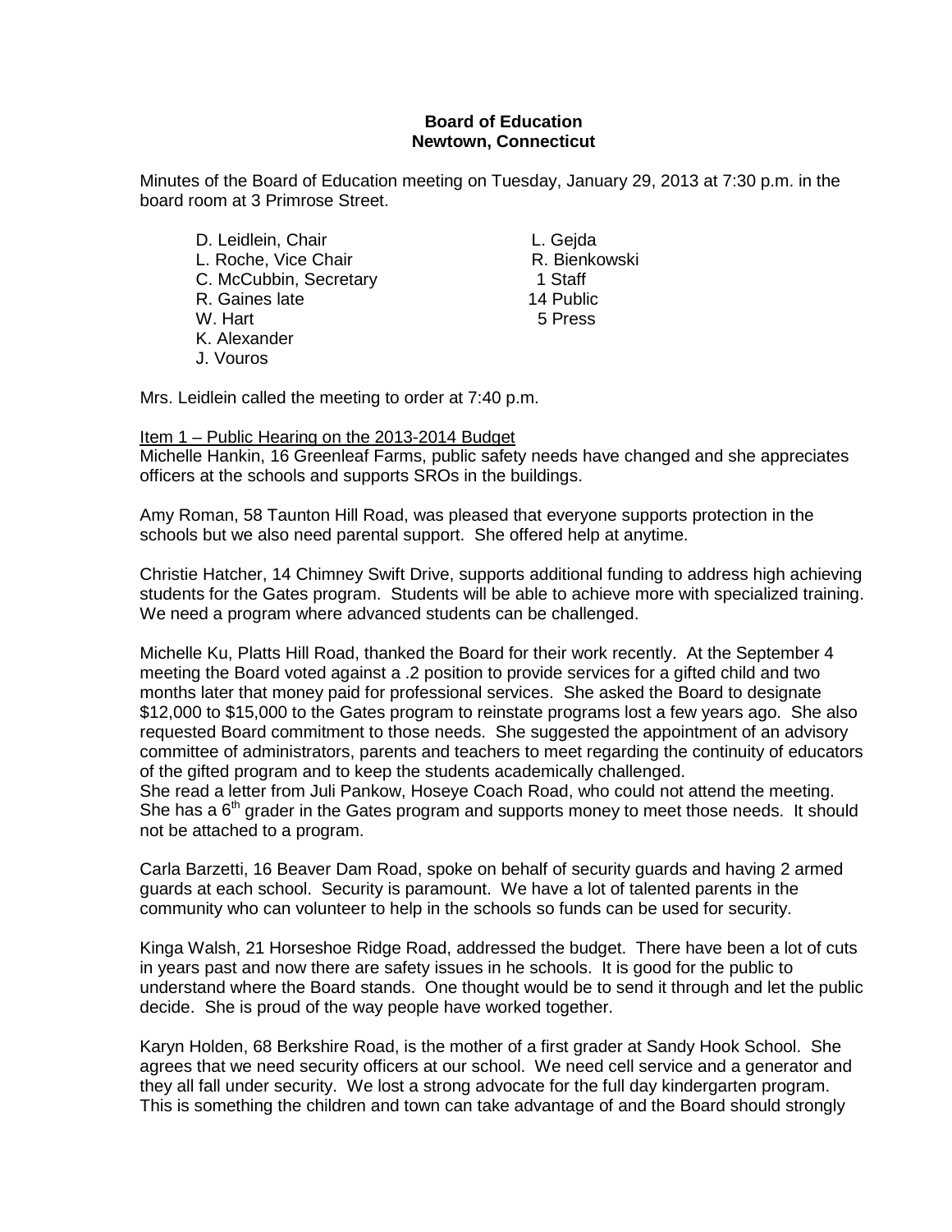**Board of Education**
**Newtown, Connecticut**

Minutes of the Board of Education meeting on Tuesday, January 29, 2013 at 7:30 p.m. in the board room at 3 Primrose Street.

D. Leidlein, Chair
L. Roche, Vice Chair
C. McCubbin, Secretary
R. Gaines late
W. Hart
K. Alexander
J. Vouros

L. Gejda
R. Bienkowski
1 Staff
14 Public
5 Press

Mrs. Leidlein called the meeting to order at 7:40 p.m.

Item 1 – Public Hearing on the 2013-2014 Budget

Michelle Hankin, 16 Greenleaf Farms, public safety needs have changed and she appreciates officers at the schools and supports SROs in the buildings.

Amy Roman, 58 Taunton Hill Road, was pleased that everyone supports protection in the schools but we also need parental support. She offered help at anytime.

Christie Hatcher, 14 Chimney Swift Drive, supports additional funding to address high achieving students for the Gates program. Students will be able to achieve more with specialized training. We need a program where advanced students can be challenged.

Michelle Ku, Platts Hill Road, thanked the Board for their work recently. At the September 4 meeting the Board voted against a .2 position to provide services for a gifted child and two months later that money paid for professional services. She asked the Board to designate $12,000 to $15,000 to the Gates program to reinstate programs lost a few years ago. She also requested Board commitment to those needs. She suggested the appointment of an advisory committee of administrators, parents and teachers to meet regarding the continuity of educators of the gifted program and to keep the students academically challenged.
She read a letter from Juli Pankow, Hoseye Coach Road, who could not attend the meeting. She has a 6th grader in the Gates program and supports money to meet those needs. It should not be attached to a program.

Carla Barzetti, 16 Beaver Dam Road, spoke on behalf of security guards and having 2 armed guards at each school. Security is paramount. We have a lot of talented parents in the community who can volunteer to help in the schools so funds can be used for security.

Kinga Walsh, 21 Horseshoe Ridge Road, addressed the budget. There have been a lot of cuts in years past and now there are safety issues in he schools. It is good for the public to understand where the Board stands. One thought would be to send it through and let the public decide. She is proud of the way people have worked together.

Karyn Holden, 68 Berkshire Road, is the mother of a first grader at Sandy Hook School. She agrees that we need security officers at our school. We need cell service and a generator and they all fall under security. We lost a strong advocate for the full day kindergarten program. This is something the children and town can take advantage of and the Board should strongly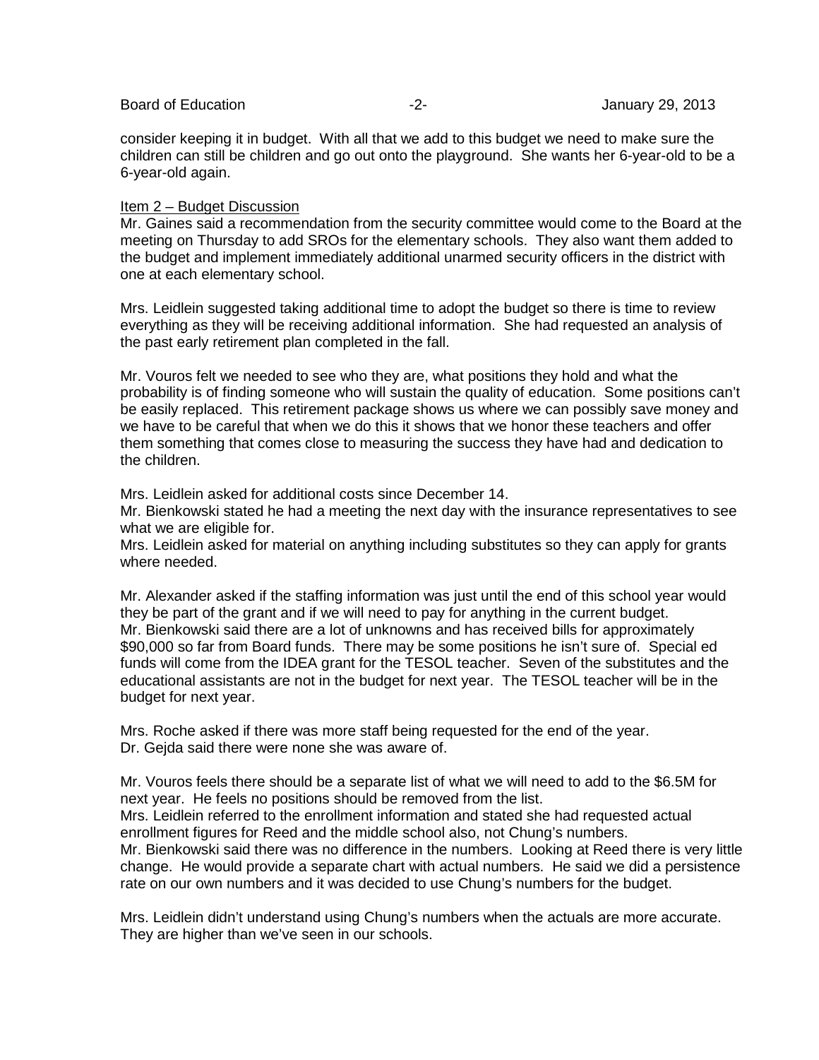consider keeping it in budget. With all that we add to this budget we need to make sure the children can still be children and go out onto the playground. She wants her 6-year-old to be a 6-year-old again.

Item 2 – Budget Discussion

Mr. Gaines said a recommendation from the security committee would come to the Board at the meeting on Thursday to add SROs for the elementary schools. They also want them added to the budget and implement immediately additional unarmed security officers in the district with one at each elementary school.

Mrs. Leidlein suggested taking additional time to adopt the budget so there is time to review everything as they will be receiving additional information. She had requested an analysis of the past early retirement plan completed in the fall.

Mr. Vouros felt we needed to see who they are, what positions they hold and what the probability is of finding someone who will sustain the quality of education. Some positions can't be easily replaced. This retirement package shows us where we can possibly save money and we have to be careful that when we do this it shows that we honor these teachers and offer them something that comes close to measuring the success they have had and dedication to the children.

Mrs. Leidlein asked for additional costs since December 14.
Mr. Bienkowski stated he had a meeting the next day with the insurance representatives to see what we are eligible for.
Mrs. Leidlein asked for material on anything including substitutes so they can apply for grants where needed.

Mr. Alexander asked if the staffing information was just until the end of this school year would they be part of the grant and if we will need to pay for anything in the current budget.
Mr. Bienkowski said there are a lot of unknowns and has received bills for approximately $90,000 so far from Board funds. There may be some positions he isn't sure of. Special ed funds will come from the IDEA grant for the TESOL teacher. Seven of the substitutes and the educational assistants are not in the budget for next year. The TESOL teacher will be in the budget for next year.

Mrs. Roche asked if there was more staff being requested for the end of the year.
Dr. Gejda said there were none she was aware of.

Mr. Vouros feels there should be a separate list of what we will need to add to the $6.5M for next year. He feels no positions should be removed from the list.
Mrs. Leidlein referred to the enrollment information and stated she had requested actual enrollment figures for Reed and the middle school also, not Chung's numbers.
Mr. Bienkowski said there was no difference in the numbers. Looking at Reed there is very little change. He would provide a separate chart with actual numbers. He said we did a persistence rate on our own numbers and it was decided to use Chung's numbers for the budget.

Mrs. Leidlein didn't understand using Chung's numbers when the actuals are more accurate. They are higher than we've seen in our schools.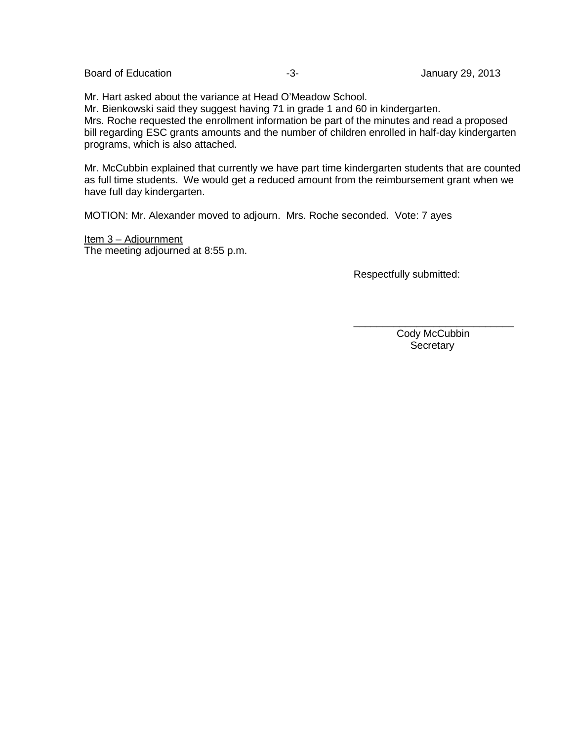Mr. Hart asked about the variance at Head O'Meadow School.
Mr. Bienkowski said they suggest having 71 in grade 1 and 60 in kindergarten.
Mrs. Roche requested the enrollment information be part of the minutes and read a proposed bill regarding ESC grants amounts and the number of children enrolled in half-day kindergarten programs, which is also attached.

Mr. McCubbin explained that currently we have part time kindergarten students that are counted as full time students. We would get a reduced amount from the reimbursement grant when we have full day kindergarten.

MOTION: Mr. Alexander moved to adjourn. Mrs. Roche seconded. Vote: 7 ayes

Item 3 – Adjournment
The meeting adjourned at 8:55 p.m.

Respectfully submitted:

\_\_\_\_\_\_\_\_\_\_\_\_\_\_\_\_\_\_\_\_\_\_\_\_\_\_\_\_

Cody McCubbin
Secretary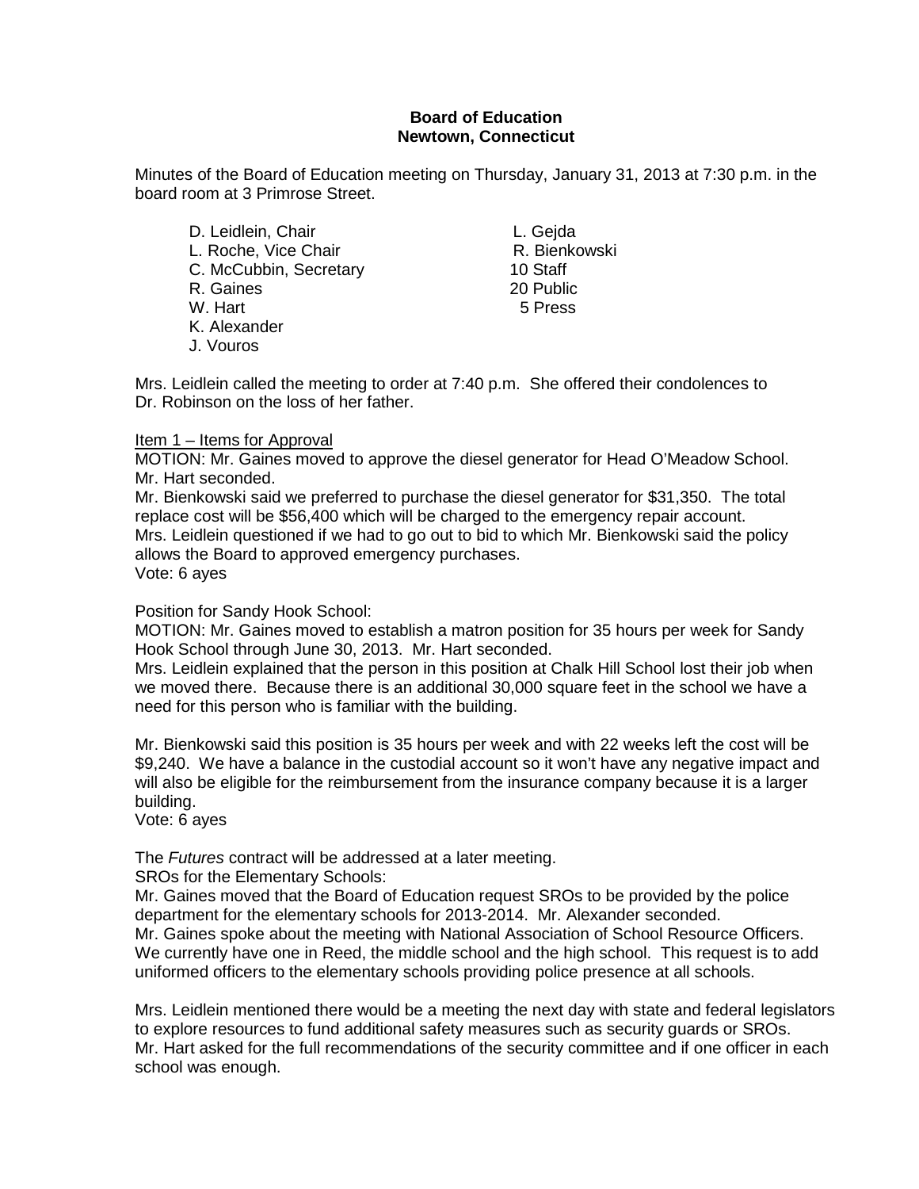**Board of Education**
**Newtown, Connecticut**

Minutes of the Board of Education meeting on Thursday, January 31, 2013 at 7:30 p.m. in the board room at 3 Primrose Street.

D. Leidlein, Chair
L. Roche, Vice Chair
C. McCubbin, Secretary
R. Gaines
W. Hart
K. Alexander
J. Vouros

L. Gejda
R. Bienkowski
10 Staff
20 Public
5 Press

Mrs. Leidlein called the meeting to order at 7:40 p.m. She offered their condolences to Dr. Robinson on the loss of her father.

Item 1 – Items for Approval

MOTION: Mr. Gaines moved to approve the diesel generator for Head O'Meadow School. Mr. Hart seconded.

Mr. Bienkowski said we preferred to purchase the diesel generator for $31,350. The total replace cost will be $56,400 which will be charged to the emergency repair account.

Mrs. Leidlein questioned if we had to go out to bid to which Mr. Bienkowski said the policy allows the Board to approved emergency purchases.

Vote: 6 ayes

Position for Sandy Hook School:

MOTION: Mr. Gaines moved to establish a matron position for 35 hours per week for Sandy Hook School through June 30, 2013. Mr. Hart seconded.

Mrs. Leidlein explained that the person in this position at Chalk Hill School lost their job when we moved there. Because there is an additional 30,000 square feet in the school we have a need for this person who is familiar with the building.

Mr. Bienkowski said this position is 35 hours per week and with 22 weeks left the cost will be $9,240. We have a balance in the custodial account so it won't have any negative impact and will also be eligible for the reimbursement from the insurance company because it is a larger building.

Vote: 6 ayes

The *Futures* contract will be addressed at a later meeting.

SROs for the Elementary Schools:

Mr. Gaines moved that the Board of Education request SROs to be provided by the police department for the elementary schools for 2013-2014. Mr. Alexander seconded.

Mr. Gaines spoke about the meeting with National Association of School Resource Officers. We currently have one in Reed, the middle school and the high school. This request is to add uniformed officers to the elementary schools providing police presence at all schools.

Mrs. Leidlein mentioned there would be a meeting the next day with state and federal legislators to explore resources to fund additional safety measures such as security guards or SROs.

Mr. Hart asked for the full recommendations of the security committee and if one officer in each school was enough.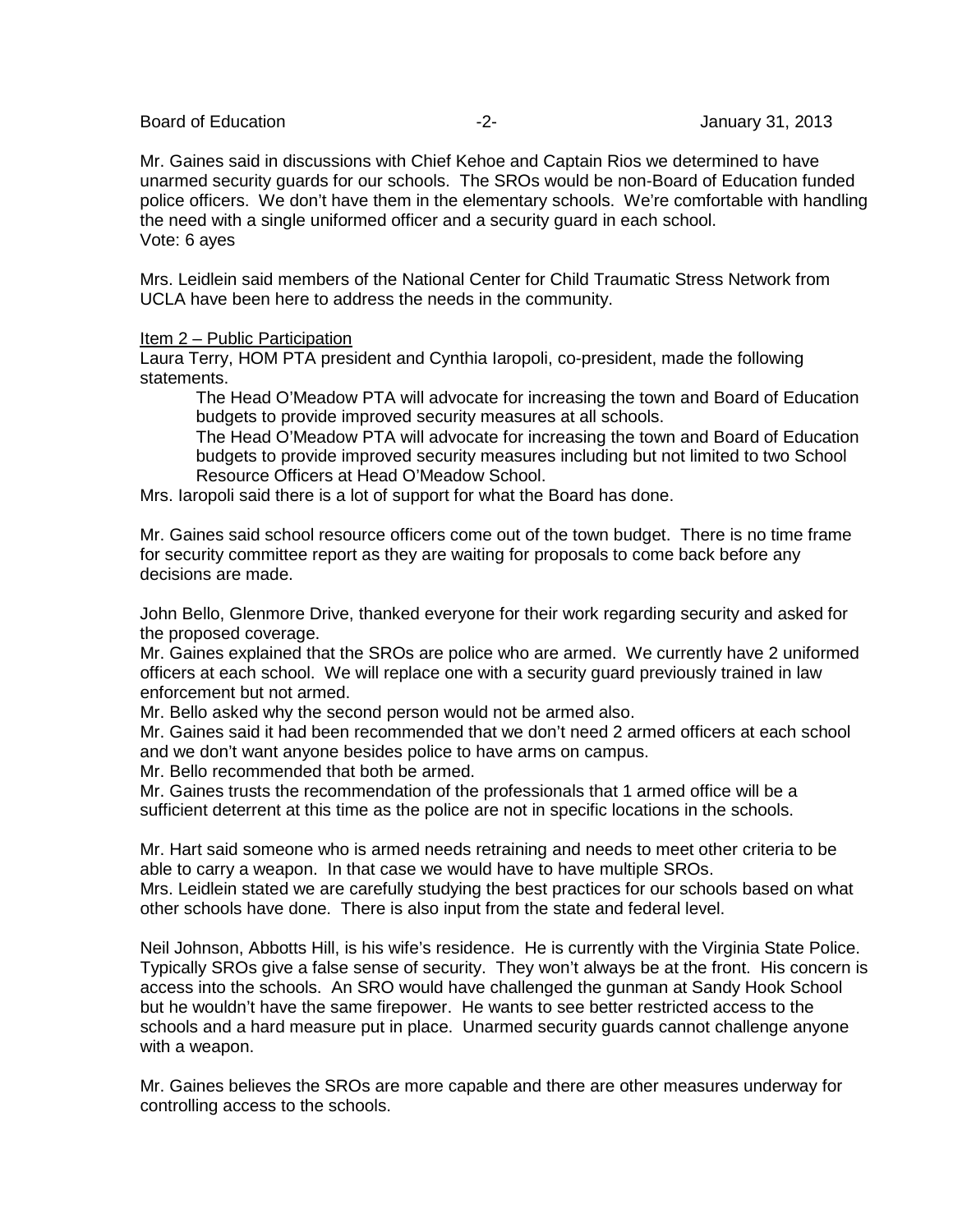Mr. Gaines said in discussions with Chief Kehoe and Captain Rios we determined to have unarmed security guards for our schools. The SROs would be non-Board of Education funded police officers. We don't have them in the elementary schools. We're comfortable with handling the need with a single uniformed officer and a security guard in each school.
Vote: 6 ayes

Mrs. Leidlein said members of the National Center for Child Traumatic Stress Network from UCLA have been here to address the needs in the community.

Item 2 – Public Participation

Laura Terry, HOM PTA president and Cynthia Iaropoli, co-president, made the following statements.

> The Head O'Meadow PTA will advocate for increasing the town and Board of Education budgets to provide improved security measures at all schools.
>
> The Head O'Meadow PTA will advocate for increasing the town and Board of Education budgets to provide improved security measures including but not limited to two School Resource Officers at Head O'Meadow School.

Mrs. Iaropoli said there is a lot of support for what the Board has done.

Mr. Gaines said school resource officers come out of the town budget. There is no time frame for security committee report as they are waiting for proposals to come back before any decisions are made.

John Bello, Glenmore Drive, thanked everyone for their work regarding security and asked for the proposed coverage.
Mr. Gaines explained that the SROs are police who are armed. We currently have 2 uniformed officers at each school. We will replace one with a security guard previously trained in law enforcement but not armed.
Mr. Bello asked why the second person would not be armed also.
Mr. Gaines said it had been recommended that we don't need 2 armed officers at each school and we don't want anyone besides police to have arms on campus.
Mr. Bello recommended that both be armed.
Mr. Gaines trusts the recommendation of the professionals that 1 armed office will be a sufficient deterrent at this time as the police are not in specific locations in the schools.

Mr. Hart said someone who is armed needs retraining and needs to meet other criteria to be able to carry a weapon. In that case we would have to have multiple SROs.
Mrs. Leidlein stated we are carefully studying the best practices for our schools based on what other schools have done. There is also input from the state and federal level.

Neil Johnson, Abbotts Hill, is his wife's residence. He is currently with the Virginia State Police. Typically SROs give a false sense of security. They won't always be at the front. His concern is access into the schools. An SRO would have challenged the gunman at Sandy Hook School but he wouldn't have the same firepower. He wants to see better restricted access to the schools and a hard measure put in place. Unarmed security guards cannot challenge anyone with a weapon.

Mr. Gaines believes the SROs are more capable and there are other measures underway for controlling access to the schools.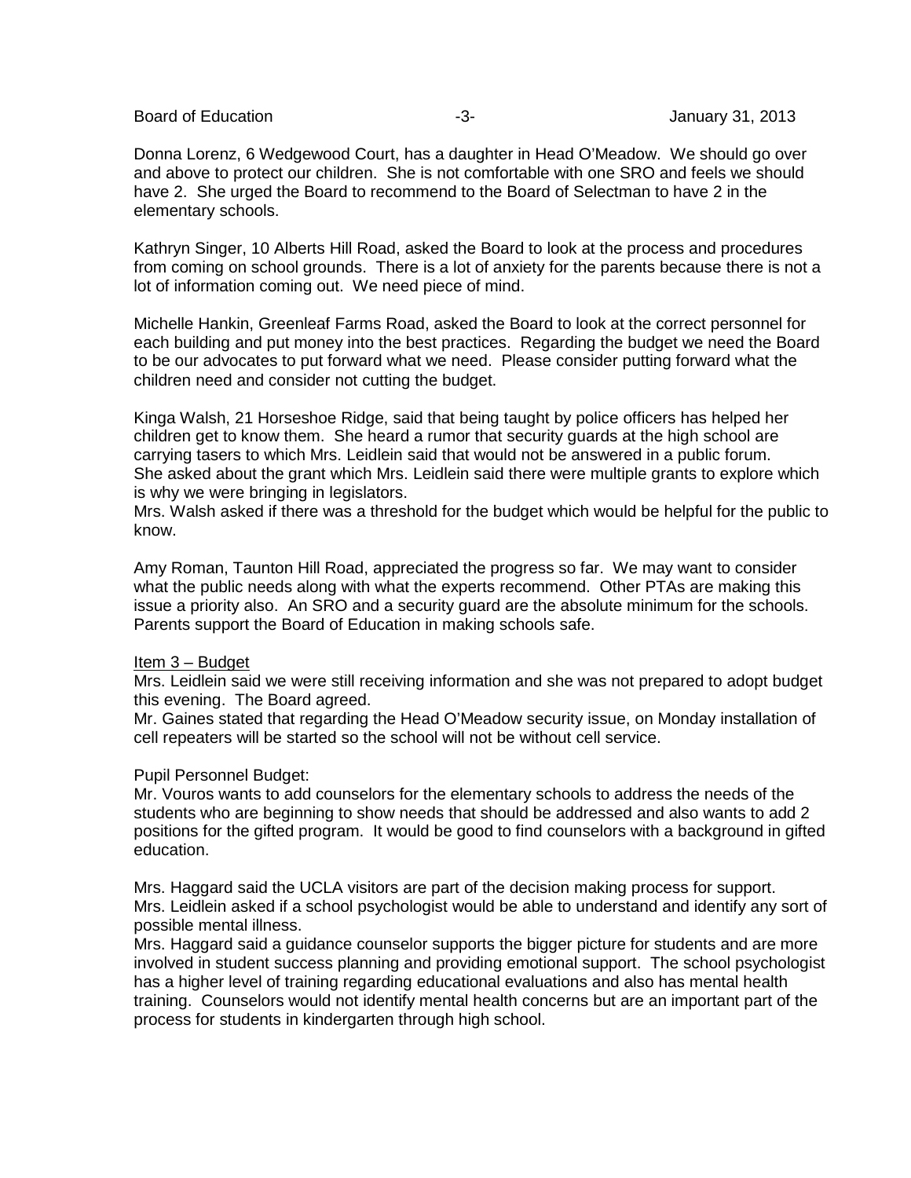Donna Lorenz, 6 Wedgewood Court, has a daughter in Head O'Meadow. We should go over and above to protect our children. She is not comfortable with one SRO and feels we should have 2. She urged the Board to recommend to the Board of Selectman to have 2 in the elementary schools.

Kathryn Singer, 10 Alberts Hill Road, asked the Board to look at the process and procedures from coming on school grounds. There is a lot of anxiety for the parents because there is not a lot of information coming out. We need piece of mind.

Michelle Hankin, Greenleaf Farms Road, asked the Board to look at the correct personnel for each building and put money into the best practices. Regarding the budget we need the Board to be our advocates to put forward what we need. Please consider putting forward what the children need and consider not cutting the budget.

Kinga Walsh, 21 Horseshoe Ridge, said that being taught by police officers has helped her children get to know them. She heard a rumor that security guards at the high school are carrying tasers to which Mrs. Leidlein said that would not be answered in a public forum. She asked about the grant which Mrs. Leidlein said there were multiple grants to explore which is why we were bringing in legislators.
Mrs. Walsh asked if there was a threshold for the budget which would be helpful for the public to know.

Amy Roman, Taunton Hill Road, appreciated the progress so far. We may want to consider what the public needs along with what the experts recommend. Other PTAs are making this issue a priority also. An SRO and a security guard are the absolute minimum for the schools. Parents support the Board of Education in making schools safe.

Item 3 – Budget

Mrs. Leidlein said we were still receiving information and she was not prepared to adopt budget this evening. The Board agreed.
Mr. Gaines stated that regarding the Head O'Meadow security issue, on Monday installation of cell repeaters will be started so the school will not be without cell service.

Pupil Personnel Budget:
Mr. Vouros wants to add counselors for the elementary schools to address the needs of the students who are beginning to show needs that should be addressed and also wants to add 2 positions for the gifted program. It would be good to find counselors with a background in gifted education.

Mrs. Haggard said the UCLA visitors are part of the decision making process for support.
Mrs. Leidlein asked if a school psychologist would be able to understand and identify any sort of possible mental illness.
Mrs. Haggard said a guidance counselor supports the bigger picture for students and are more involved in student success planning and providing emotional support. The school psychologist has a higher level of training regarding educational evaluations and also has mental health training. Counselors would not identify mental health concerns but are an important part of the process for students in kindergarten through high school.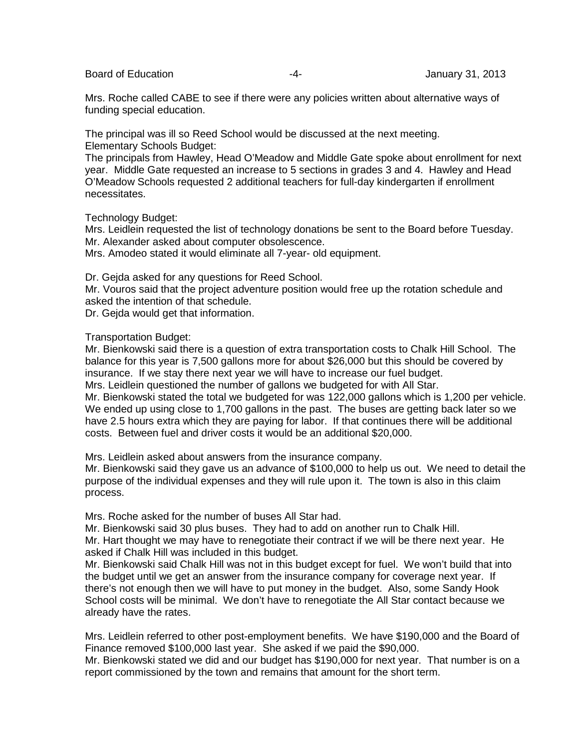Mrs. Roche called CABE to see if there were any policies written about alternative ways of funding special education.

The principal was ill so Reed School would be discussed at the next meeting.
Elementary Schools Budget:
The principals from Hawley, Head O'Meadow and Middle Gate spoke about enrollment for next year. Middle Gate requested an increase to 5 sections in grades 3 and 4. Hawley and Head O'Meadow Schools requested 2 additional teachers for full-day kindergarten if enrollment necessitates.

Technology Budget:
Mrs. Leidlein requested the list of technology donations be sent to the Board before Tuesday.
Mr. Alexander asked about computer obsolescence.
Mrs. Amodeo stated it would eliminate all 7-year- old equipment.

Dr. Gejda asked for any questions for Reed School.
Mr. Vouros said that the project adventure position would free up the rotation schedule and asked the intention of that schedule.
Dr. Gejda would get that information.

Transportation Budget:
Mr. Bienkowski said there is a question of extra transportation costs to Chalk Hill School. The balance for this year is 7,500 gallons more for about $26,000 but this should be covered by insurance. If we stay there next year we will have to increase our fuel budget.
Mrs. Leidlein questioned the number of gallons we budgeted for with All Star.
Mr. Bienkowski stated the total we budgeted for was 122,000 gallons which is 1,200 per vehicle. We ended up using close to 1,700 gallons in the past. The buses are getting back later so we have 2.5 hours extra which they are paying for labor. If that continues there will be additional costs. Between fuel and driver costs it would be an additional $20,000.

Mrs. Leidlein asked about answers from the insurance company.
Mr. Bienkowski said they gave us an advance of $100,000 to help us out. We need to detail the purpose of the individual expenses and they will rule upon it. The town is also in this claim process.

Mrs. Roche asked for the number of buses All Star had.
Mr. Bienkowski said 30 plus buses. They had to add on another run to Chalk Hill.
Mr. Hart thought we may have to renegotiate their contract if we will be there next year. He asked if Chalk Hill was included in this budget.
Mr. Bienkowski said Chalk Hill was not in this budget except for fuel. We won't build that into the budget until we get an answer from the insurance company for coverage next year. If there's not enough then we will have to put money in the budget. Also, some Sandy Hook School costs will be minimal. We don't have to renegotiate the All Star contact because we already have the rates.

Mrs. Leidlein referred to other post-employment benefits. We have $190,000 and the Board of Finance removed $100,000 last year. She asked if we paid the $90,000.
Mr. Bienkowski stated we did and our budget has $190,000 for next year. That number is on a report commissioned by the town and remains that amount for the short term.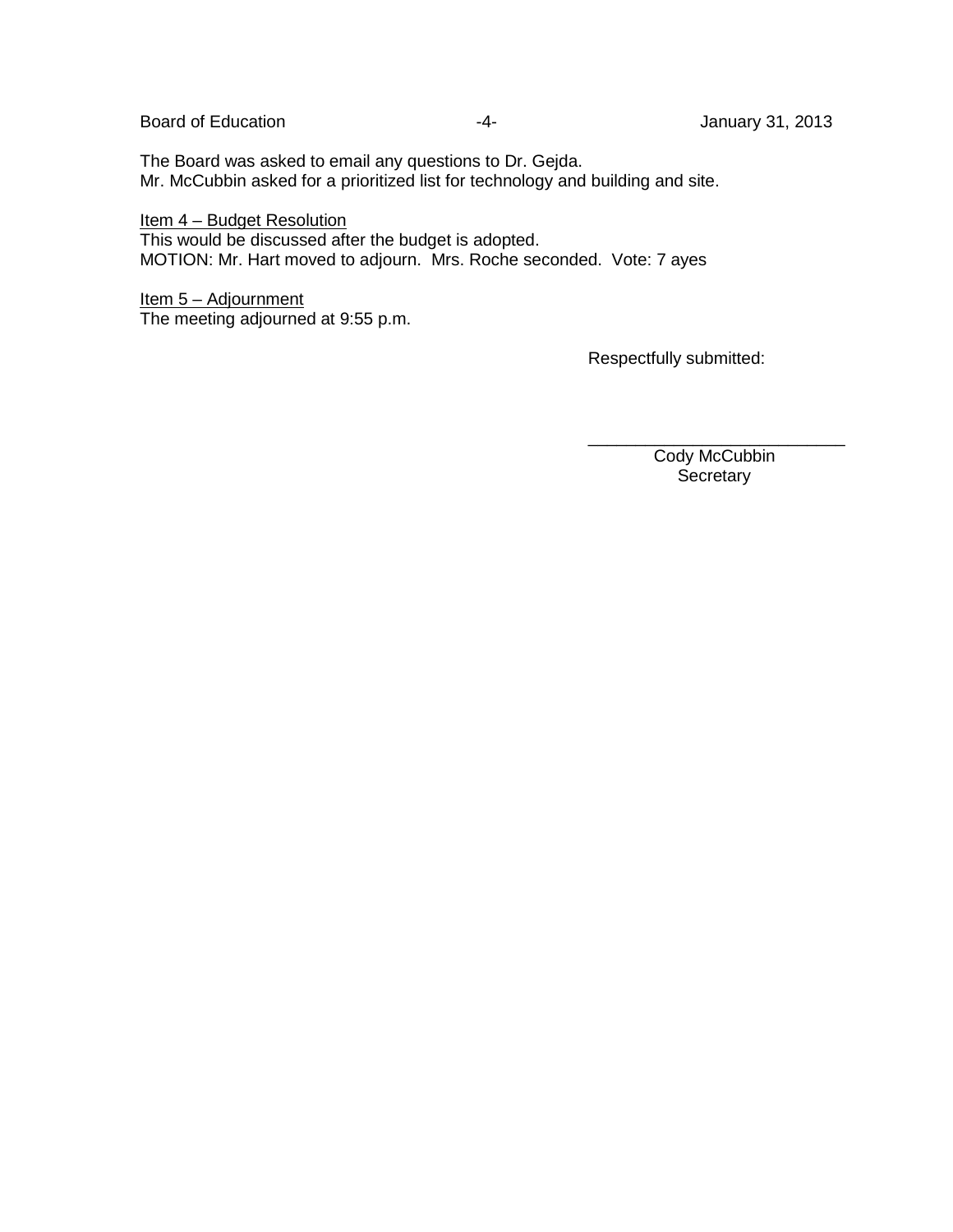The Board was asked to email any questions to Dr. Gejda.
Mr. McCubbin asked for a prioritized list for technology and building and site.

<u>Item 4 – Budget Resolution</u>
This would be discussed after the budget is adopted.
MOTION: Mr. Hart moved to adjourn. Mrs. Roche seconded. Vote: 7 ayes

<u>Item 5 – Adjournment</u>
The meeting adjourned at 9:55 p.m.

Respectfully submitted:

___________________________
Cody McCubbin
Secretary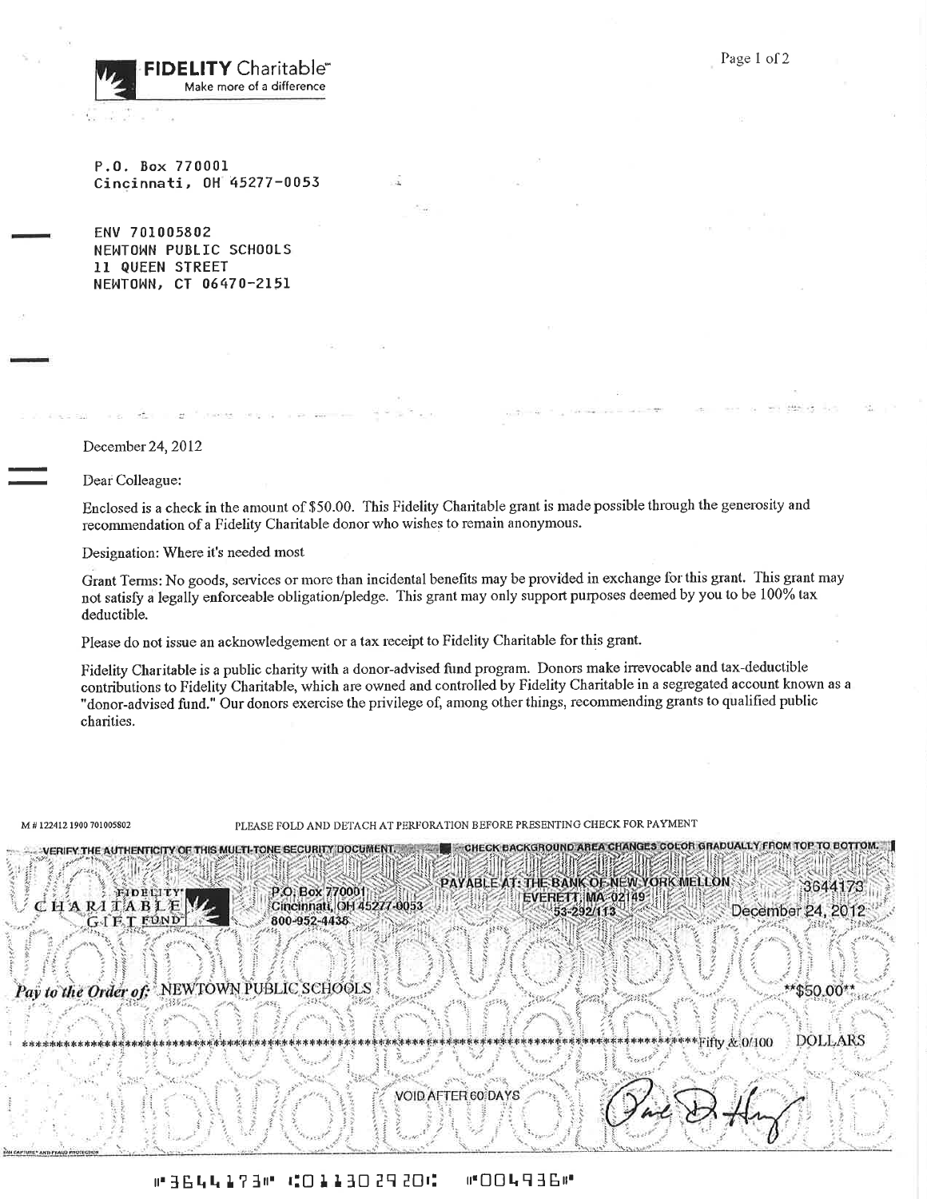**FIDELITY** Charitable℠
Make more of a difference

P.O. Box 770001
Cincinnati, OH 45277-0053

ENV 701005802
NEWTOWN PUBLIC SCHOOLS
11 QUEEN STREET
NEWTOWN, CT 06470-2151

December 24, 2012

Dear Colleague:

Enclosed is a check in the amount of $50.00. This Fidelity Charitable grant is made possible through the generosity and recommendation of a Fidelity Charitable donor who wishes to remain anonymous.

Designation: Where it's needed most

Grant Terms: No goods, services or more than incidental benefits may be provided in exchange for this grant. This grant may not satisfy a legally enforceable obligation/pledge. This grant may only support purposes deemed by you to be 100% tax deductible.

Please do not issue an acknowledgement or a tax receipt to Fidelity Charitable for this grant.

Fidelity Charitable is a public charity with a donor-advised fund program. Donors make irrevocable and tax-deductible contributions to Fidelity Charitable, which are owned and controlled by Fidelity Charitable in a segregated account known as a "donor-advised fund." Our donors exercise the privilege of, among other things, recommending grants to qualified public charities.

M # 122412 1900 701005802

PLEASE FOLD AND DETACH AT PERFORATION BEFORE PRESENTING CHECK FOR PAYMENT

VERIFY THE AUTHENTICITY OF THIS MULTI-TONE SECURITY DOCUMENT. CHECK BACKGROUND AREA CHANGES COLOR GRADUALLY FROM TOP TO BOTTOM.

FIDELITY CHARITABLE GIFT FUND

P.O. Box 770001
Cincinnati, OH 45277-0053
800-952-4438

PAYABLE AT: THE BANK OF NEW YORK MELLON
EVERETT, MA 02149
53-232/113

3644173

December 24, 2012

*Pay to the Order of:* NEWTOWN PUBLIC SCHOOLS **$50.00**

****************************************************************************************Fifty & 0/100 DOLLARS

VOID AFTER 60 DAYS

⑈3644173⑈ ⑆011302920⑆ ⑈004936⑈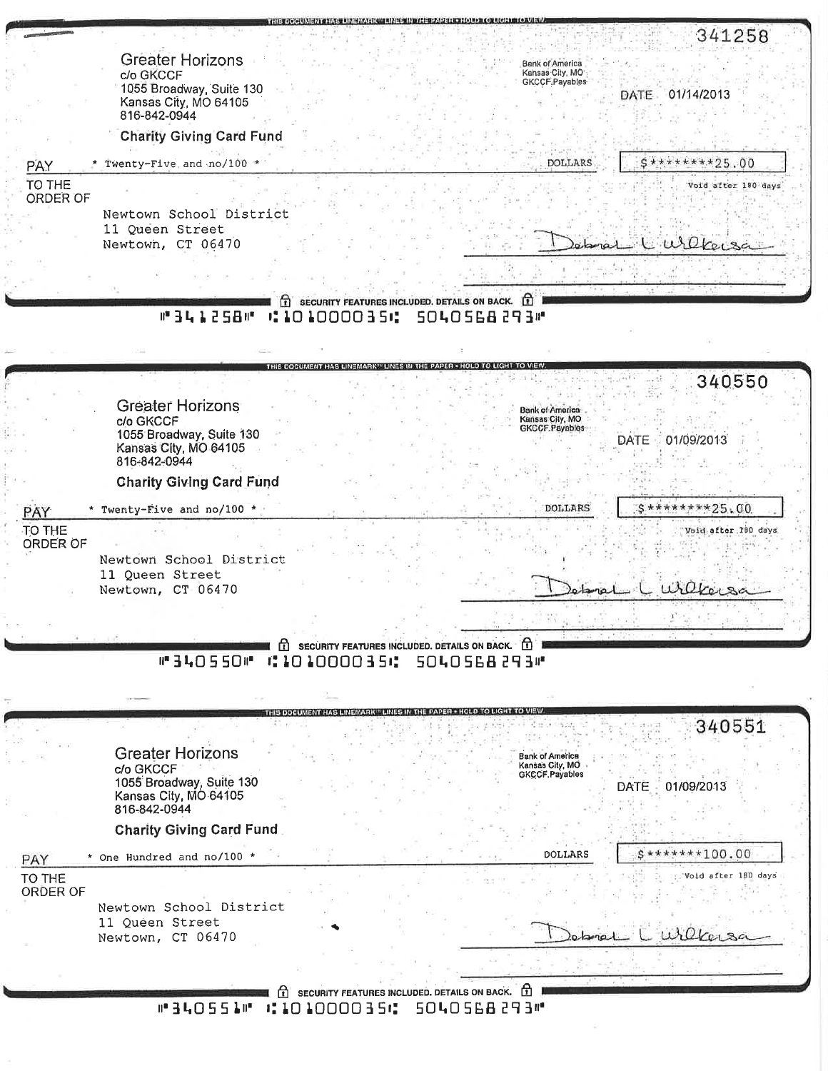THIS DOCUMENT HAS LINEMARK™ LINES IN THE PAPER • HOLD TO LIGHT TO VIEW.

341258

Greater Horizons
c/o GKCCF
1055 Broadway, Suite 130
Kansas City, MO 64105
816-842-0944

**Charity Giving Card Fund**

Bank of America
Kansas City, MO
GKCCF.Payables

DATE 01/14/2013

PAY * Twenty-Five and no/100 * DOLLARS $********25.00

Void after 180 days

TO THE ORDER OF

Newtown School District
11 Queen Street
Newtown, CT 06470

Deborah L Wilkerson

SECURITY FEATURES INCLUDED. DETAILS ON BACK.

⑈341258⑈ ⑆101000035⑆ 5040568293⑈

---

THIS DOCUMENT HAS LINEMARK™ LINES IN THE PAPER • HOLD TO LIGHT TO VIEW.

340550

Greater Horizons
c/o GKCCF
1055 Broadway, Suite 130
Kansas City, MO 64105
816-842-0944

**Charity Giving Card Fund**

Bank of America
Kansas City, MO
GKCCF.Payables

DATE 01/09/2013

PAY * Twenty-Five and no/100 * DOLLARS $********25.00

Void after 180 days

TO THE ORDER OF

Newtown School District
11 Queen Street
Newtown, CT 06470

Deborah L Wilkerson

SECURITY FEATURES INCLUDED. DETAILS ON BACK.

⑈340550⑈ ⑆101000035⑆ 5040568293⑈

---

THIS DOCUMENT HAS LINEMARK™ LINES IN THE PAPER • HOLD TO LIGHT TO VIEW.

340551

Greater Horizons
c/o GKCCF
1055 Broadway, Suite 130
Kansas City, MO 64105
816-842-0944

**Charity Giving Card Fund**

Bank of America
Kansas City, MO
GKCCF.Payables

DATE 01/09/2013

PAY * One Hundred and no/100 * DOLLARS $*******100.00

Void after 180 days

TO THE ORDER OF

Newtown School District
11 Queen Street
Newtown, CT 06470

Deborah L Wilkerson

SECURITY FEATURES INCLUDED. DETAILS ON BACK.

⑈340551⑈ ⑆101000035⑆ 5040568293⑈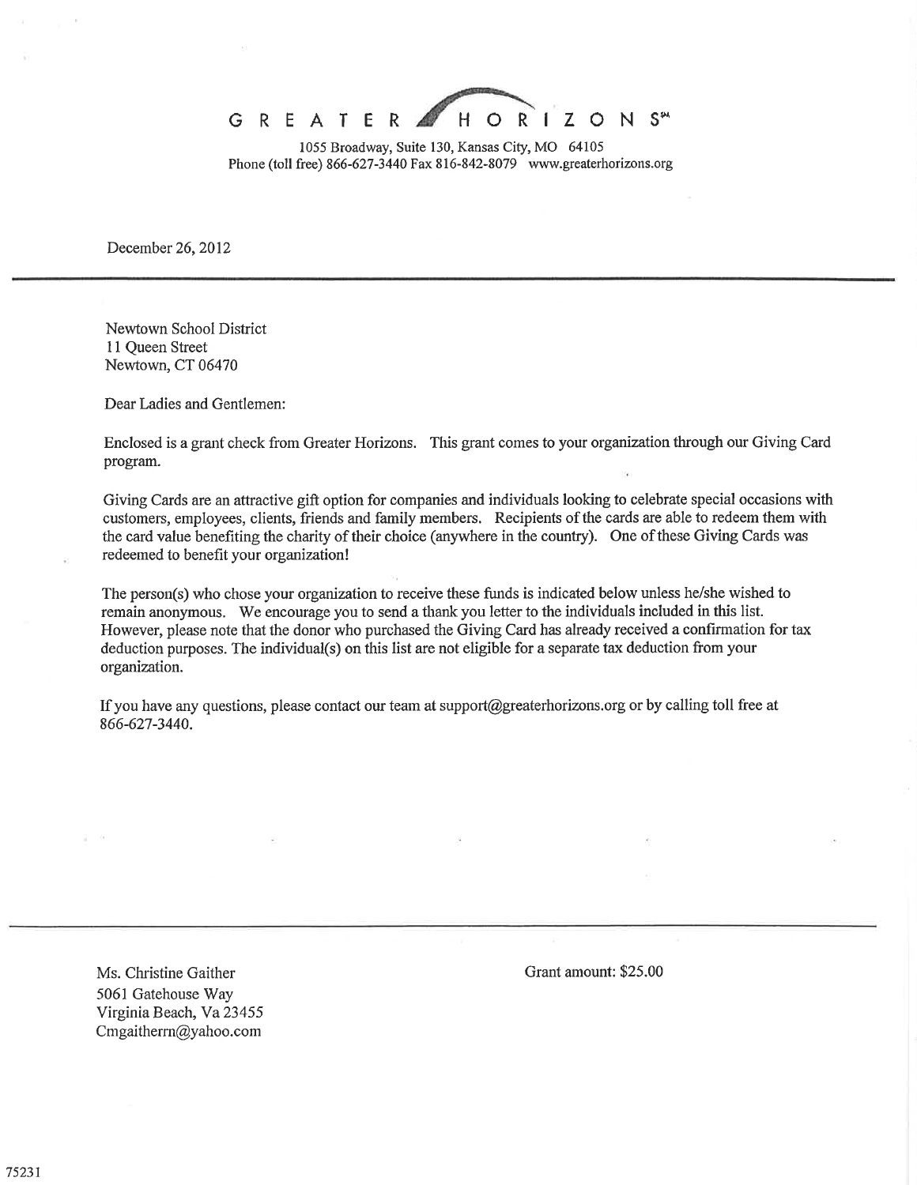GREATER HORIZONS℠

1055 Broadway, Suite 130, Kansas City, MO 64105
Phone (toll free) 866-627-3440 Fax 816-842-8079 www.greaterhorizons.org

December 26, 2012

---

Newtown School District
11 Queen Street
Newtown, CT 06470

Dear Ladies and Gentlemen:

Enclosed is a grant check from Greater Horizons. This grant comes to your organization through our Giving Card program.

Giving Cards are an attractive gift option for companies and individuals looking to celebrate special occasions with customers, employees, clients, friends and family members. Recipients of the cards are able to redeem them with the card value benefiting the charity of their choice (anywhere in the country). One of these Giving Cards was redeemed to benefit your organization!

The person(s) who chose your organization to receive these funds is indicated below unless he/she wished to remain anonymous. We encourage you to send a thank you letter to the individuals included in this list. However, please note that the donor who purchased the Giving Card has already received a confirmation for tax deduction purposes. The individual(s) on this list are not eligible for a separate tax deduction from your organization.

If you have any questions, please contact our team at support@greaterhorizons.org or by calling toll free at 866-627-3440.

---

Ms. Christine Gaither
5061 Gatehouse Way
Virginia Beach, Va 23455
Cmgaitherrn@yahoo.com

Grant amount: $25.00

75231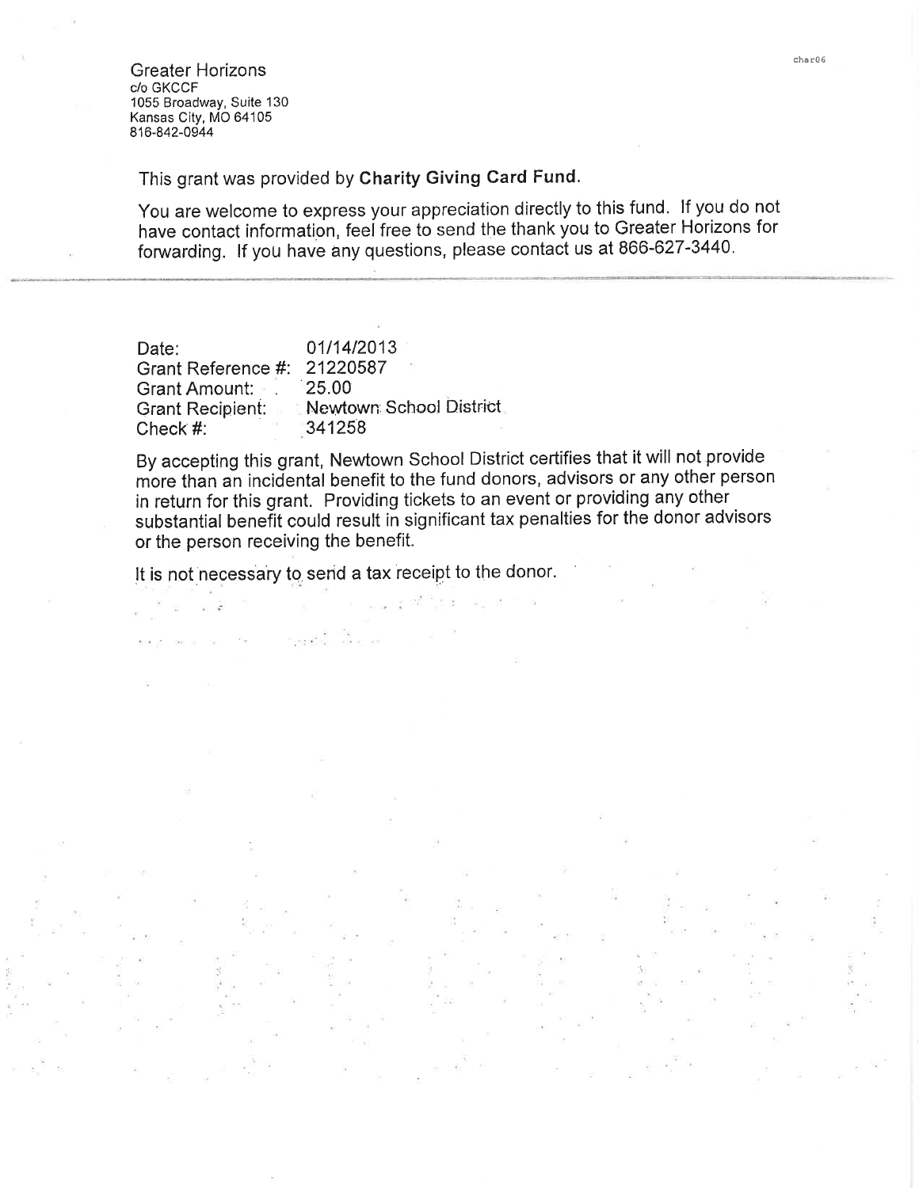Greater Horizons
c/o GKCCF
1055 Broadway, Suite 130
Kansas City, MO 64105
816-842-0944

This grant was provided by **Charity Giving Card Fund.**

You are welcome to express your appreciation directly to this fund. If you do not have contact information, feel free to send the thank you to Greater Horizons for forwarding. If you have any questions, please contact us at 866-627-3440.

---

Date: 01/14/2013
Grant Reference #: 21220587
Grant Amount: 25.00
Grant Recipient: Newtown School District
Check #: 341258

By accepting this grant, Newtown School District certifies that it will not provide more than an incidental benefit to the fund donors, advisors or any other person in return for this grant. Providing tickets to an event or providing any other substantial benefit could result in significant tax penalties for the donor advisors or the person receiving the benefit.

It is not necessary to send a tax receipt to the donor.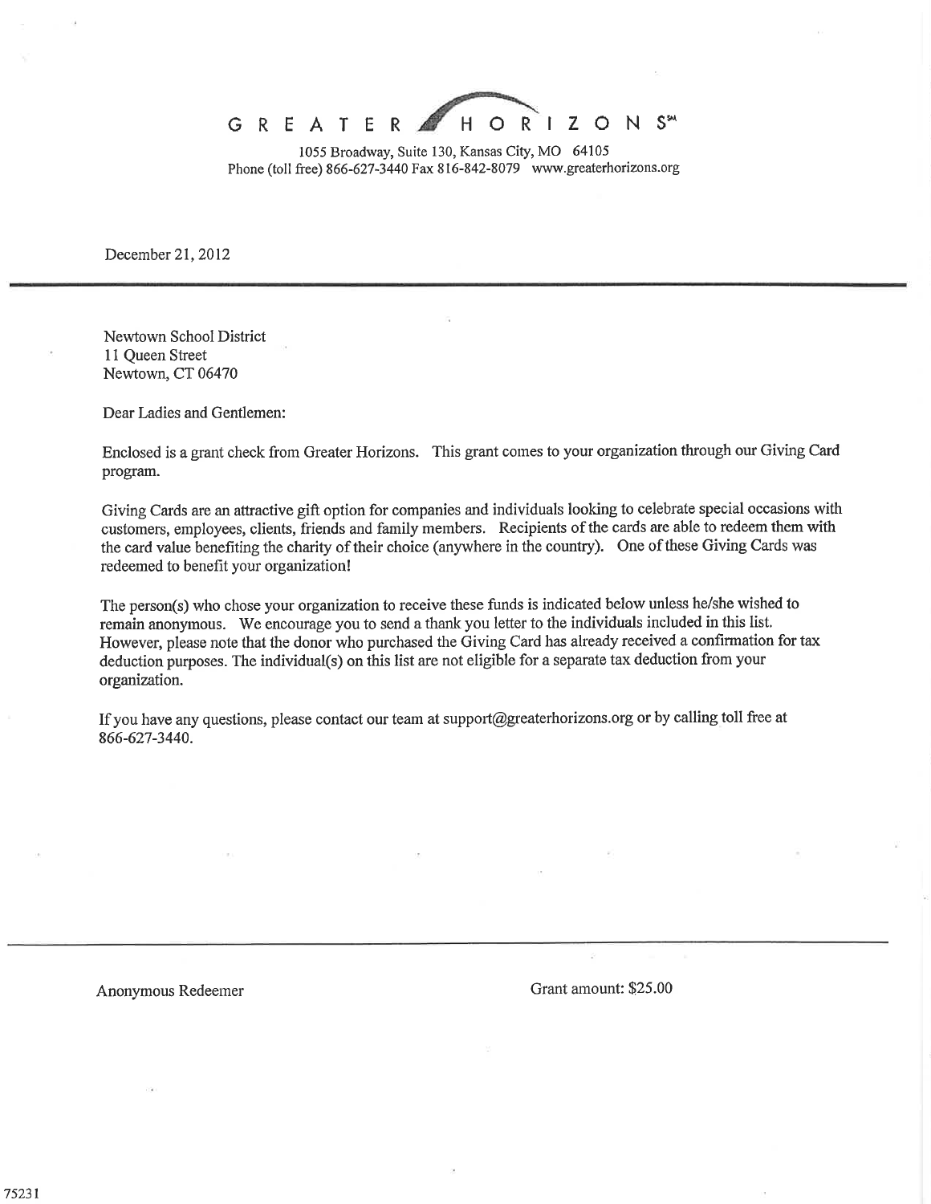GREATER HORIZONS℠

1055 Broadway, Suite 130, Kansas City, MO 64105
Phone (toll free) 866-627-3440 Fax 816-842-8079 www.greaterhorizons.org

December 21, 2012

---

Newtown School District
11 Queen Street
Newtown, CT 06470

Dear Ladies and Gentlemen:

Enclosed is a grant check from Greater Horizons. This grant comes to your organization through our Giving Card program.

Giving Cards are an attractive gift option for companies and individuals looking to celebrate special occasions with customers, employees, clients, friends and family members. Recipients of the cards are able to redeem them with the card value benefiting the charity of their choice (anywhere in the country). One of these Giving Cards was redeemed to benefit your organization!

The person(s) who chose your organization to receive these funds is indicated below unless he/she wished to remain anonymous. We encourage you to send a thank you letter to the individuals included in this list. However, please note that the donor who purchased the Giving Card has already received a confirmation for tax deduction purposes. The individual(s) on this list are not eligible for a separate tax deduction from your organization.

If you have any questions, please contact our team at support@greaterhorizons.org or by calling toll free at 866-627-3440.

---

Anonymous Redeemer — Grant amount: $25.00

75231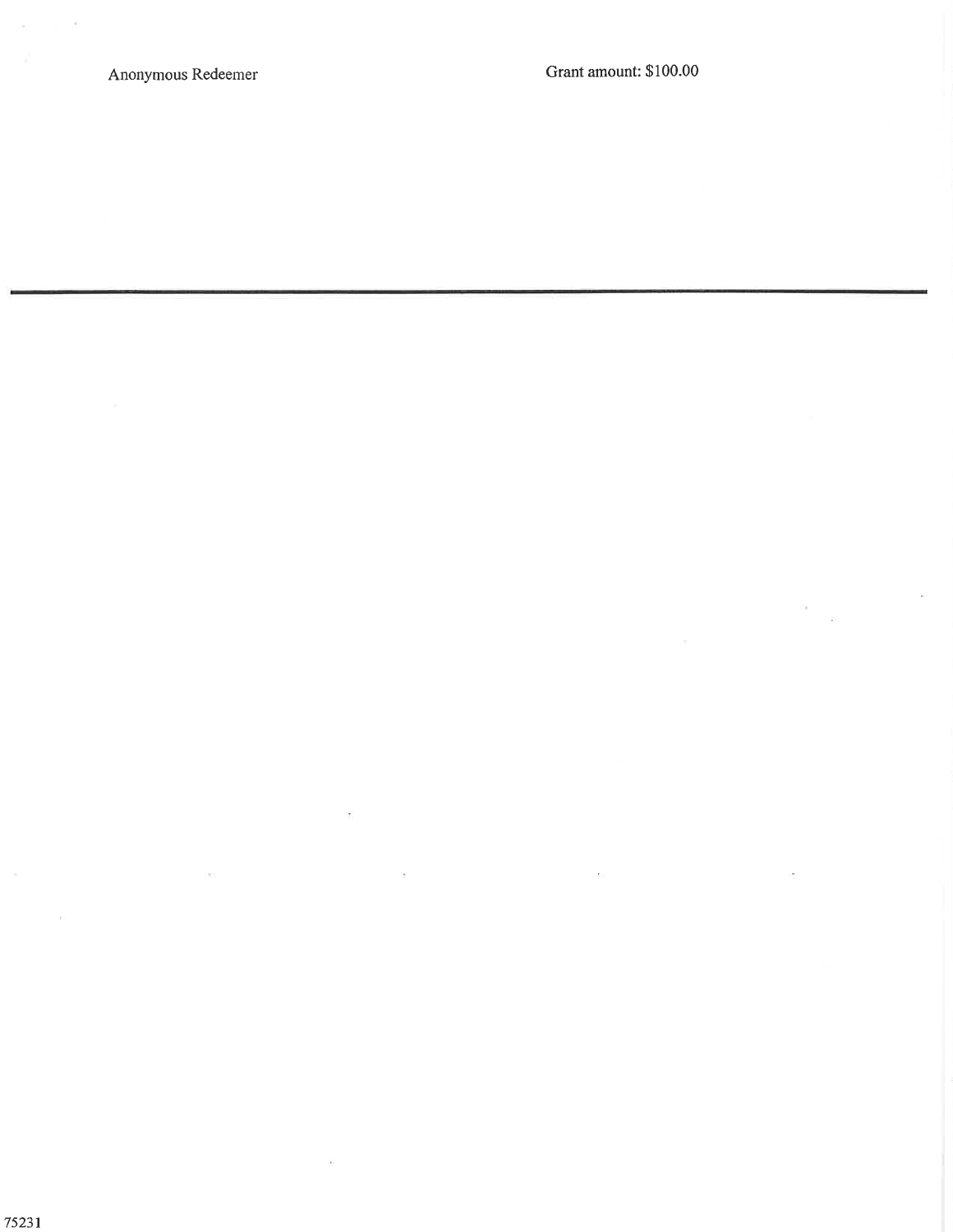Anonymous Redeemer

Grant amount: $100.00

---

75231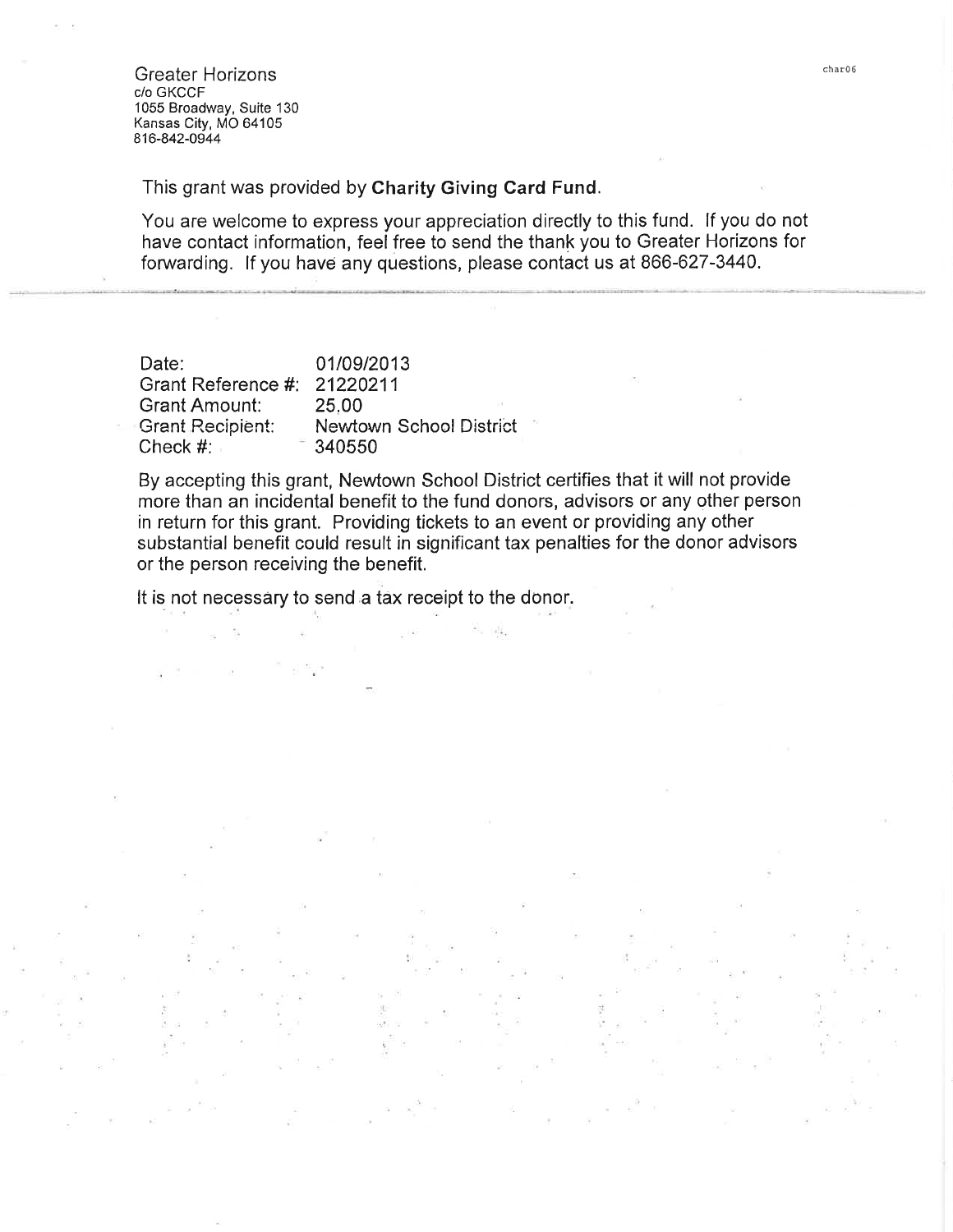Greater Horizons
c/o GKCCF
1055 Broadway, Suite 130
Kansas City, MO 64105
816-842-0944

char06

This grant was provided by **Charity Giving Card Fund**.

You are welcome to express your appreciation directly to this fund. If you do not have contact information, feel free to send the thank you to Greater Horizons for forwarding. If you have any questions, please contact us at 866-627-3440.

---

Date: 01/09/2013
Grant Reference #: 21220211
Grant Amount: 25.00
Grant Recipient: Newtown School District
Check #: 340550

By accepting this grant, Newtown School District certifies that it will not provide more than an incidental benefit to the fund donors, advisors or any other person in return for this grant. Providing tickets to an event or providing any other substantial benefit could result in significant tax penalties for the donor advisors or the person receiving the benefit.

It is not necessary to send a tax receipt to the donor.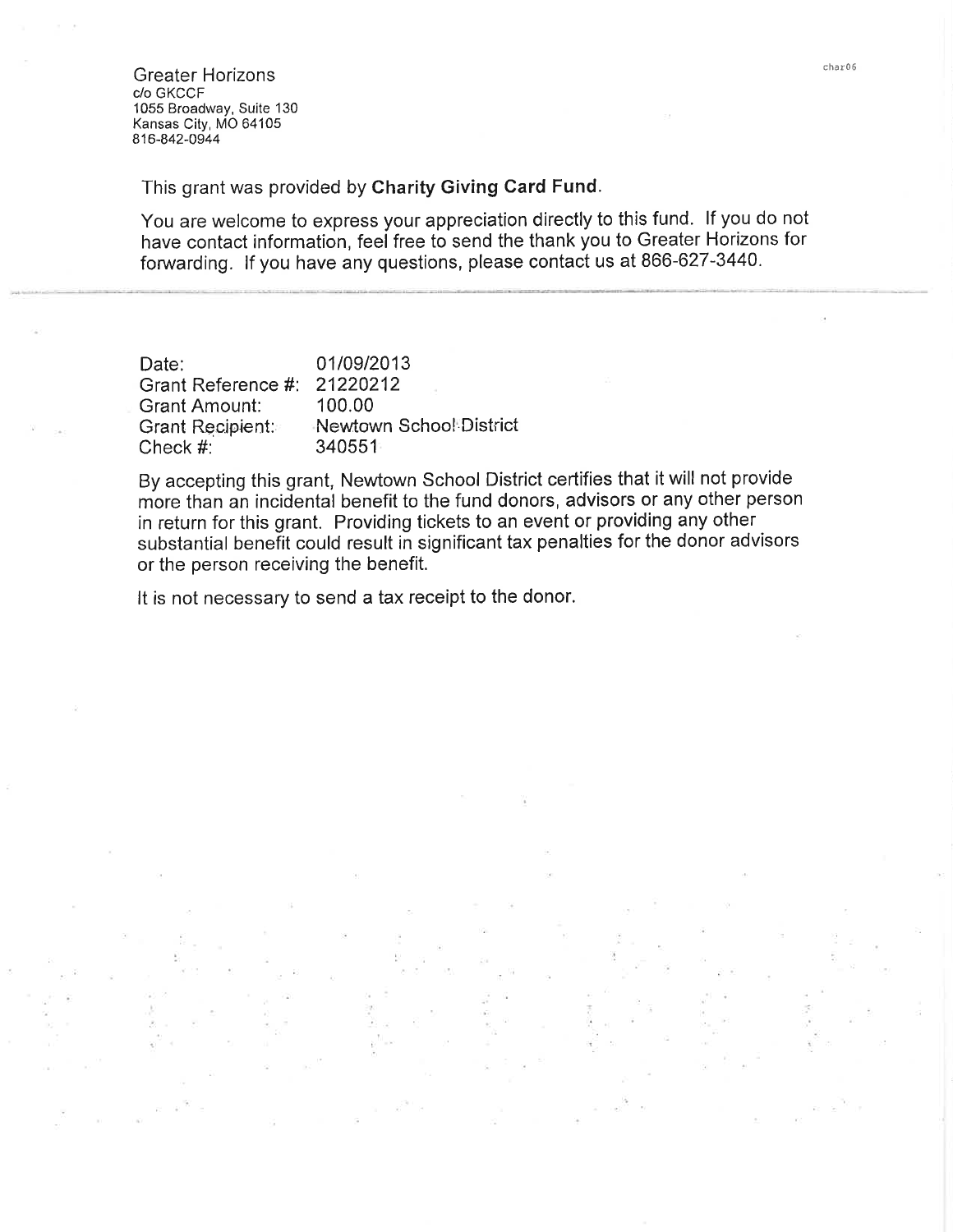Greater Horizons
c/o GKCCF
1055 Broadway, Suite 130
Kansas City, MO 64105
816-842-0944

char06

This grant was provided by **Charity Giving Card Fund**.

You are welcome to express your appreciation directly to this fund. If you do not have contact information, feel free to send the thank you to Greater Horizons for forwarding. If you have any questions, please contact us at 866-627-3440.

---

Date: 01/09/2013
Grant Reference #: 21220212
Grant Amount: 100.00
Grant Recipient: Newtown School District
Check #: 340551

By accepting this grant, Newtown School District certifies that it will not provide more than an incidental benefit to the fund donors, advisors or any other person in return for this grant. Providing tickets to an event or providing any other substantial benefit could result in significant tax penalties for the donor advisors or the person receiving the benefit.

It is not necessary to send a tax receipt to the donor.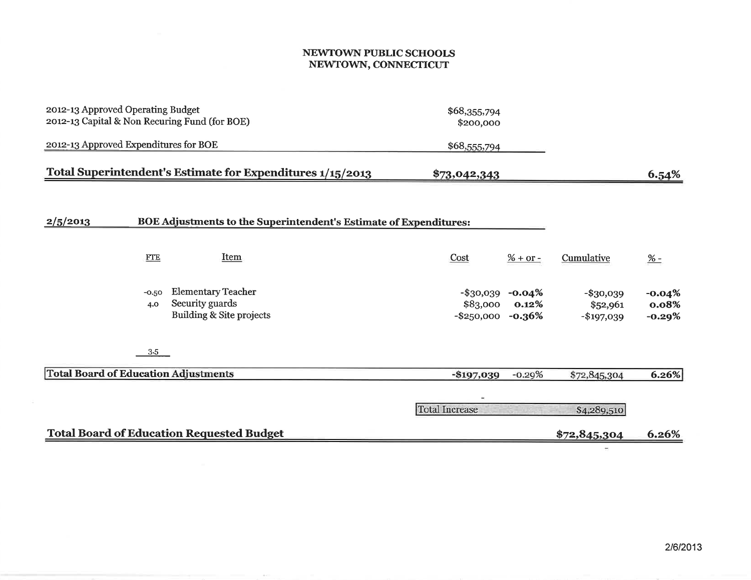# NEWTOWN PUBLIC SCHOOLS
## NEWTOWN, CONNECTICUT

| | | |
|---|---|---|
| 2012-13 Approved Operating Budget | $68,355,794 | |
| 2012-13 Capital & Non Recuring Fund (for BOE) | $200,000 | |
| 2012-13 Approved Expenditures for BOE | $68,555,794 | |
| **Total Superintendent's Estimate for Expenditures 1/15/2013** | **$73,042,343** | **6.54%** |

**2/5/2013 BOE Adjustments to the Superintendent's Estimate of Expenditures:**

| FTE | Item | Cost | % + or - | Cumulative | % - |
|---|---|---|---|---|---|
| -0.50 | Elementary Teacher | -$30,039 | **-0.04%** | -$30,039 | **-0.04%** |
| 4.0 | Security guards | $83,000 | **0.12%** | $52,961 | **0.08%** |
| | Building & Site projects | -$250,000 | **-0.36%** | -$197,039 | **-0.29%** |
| 3.5 | | | | | |
| **Total Board of Education Adjustments** | | **-$197,039** | -0.29% | $72,845,304 | **6.26%** |
| | | Total Increase | | $4,289,510 | |
| **Total Board of Education Requested Budget** | | | | **$72,845,304** | **6.26%** |

2/6/2013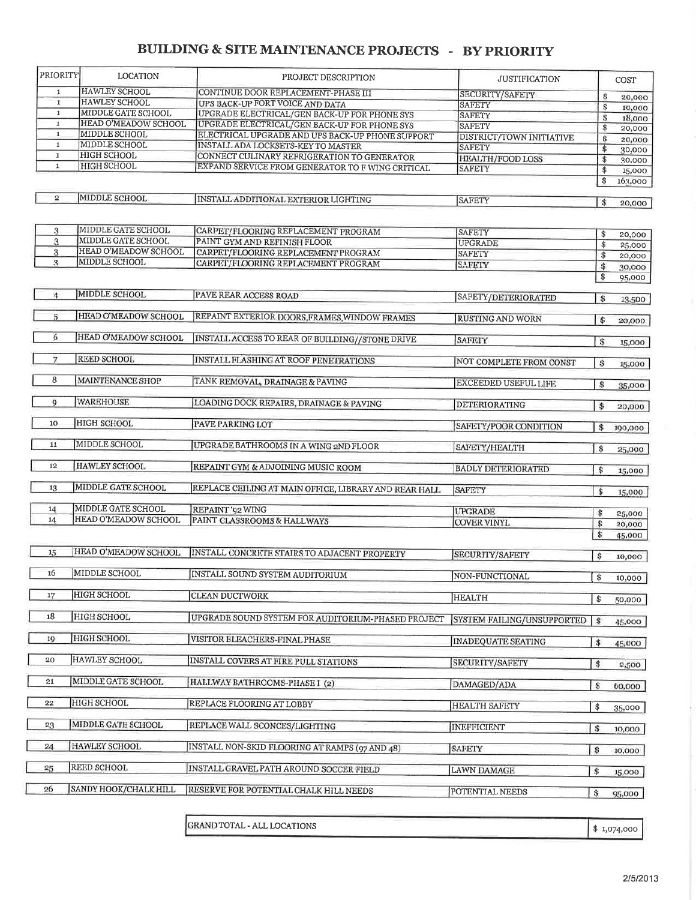# BUILDING & SITE MAINTENANCE PROJECTS - BY PRIORITY

| PRIORITY | LOCATION | PROJECT DESCRIPTION | JUSTIFICATION | COST |
|---|---|---|---|---|
| 1 | HAWLEY SCHOOL | CONTINUE DOOR REPLACEMENT-PHASE III | SECURITY/SAFETY | $ 20,000 |
| 1 | HAWLEY SCHOOL | UPS BACK-UP FORT VOICE AND DATA | SAFETY | $ 10,000 |
| 1 | MIDDLE GATE SCHOOL | UPGRADE ELECTRICAL/GEN BACK-UP FOR PHONE SYS | SAFETY | $ 18,000 |
| 1 | HEAD O'MEADOW SCHOOL | UPGRADE ELECTRICAL/GEN BACK-UP FOR PHONE SYS | SAFETY | $ 20,000 |
| 1 | MIDDLE SCHOOL | ELECTRICAL UPGRADE AND UPS BACK-UP PHONE SUPPORT | DISTRICT/TOWN INITIATIVE | $ 20,000 |
| 1 | MIDDLE SCHOOL | INSTALL ADA LOCKSETS-KEY TO MASTER | SAFETY | $ 30,000 |
| 1 | HIGH SCHOOL | CONNECT CULINARY REFRIGERATION TO GENERATOR | HEALTH/FOOD LOSS | $ 30,000 |
| 1 | HIGH SCHOOL | EXPAND SERVICE FROM GENERATOR TO F WING CRITICAL | SAFETY | $ 15,000 |
| | | | | $ 163,000 |
| 2 | MIDDLE SCHOOL | INSTALL ADDITIONAL EXTERIOR LIGHTING | SAFETY | $ 20,000 |
| 3 | MIDDLE GATE SCHOOL | CARPET/FLOORING REPLACEMENT PROGRAM | SAFETY | $ 20,000 |
| 3 | MIDDLE GATE SCHOOL | PAINT GYM AND REFINISH FLOOR | UPGRADE | $ 25,000 |
| 3 | HEAD O'MEADOW SCHOOL | CARPET/FLOORING REPLACEMENT PROGRAM | SAFETY | $ 20,000 |
| 3 | MIDDLE SCHOOL | CARPET/FLOORING REPLACEMENT PROGRAM | SAFETY | $ 30,000 |
| | | | | $ 95,000 |
| 4 | MIDDLE SCHOOL | PAVE REAR ACCESS ROAD | SAFETY/DETERIORATED | $ 13,500 |
| 5 | HEAD O'MEADOW SCHOOL | REPAINT EXTERIOR DOORS,FRAMES,WINDOW FRAMES | RUSTING AND WORN | $ 20,000 |
| 6 | HEAD O'MEADOW SCHOOL | INSTALL ACCESS TO REAR OF BUILDING//STONE DRIVE | SAFETY | $ 15,000 |
| 7 | REED SCHOOL | INSTALL FLASHING AT ROOF PENETRATIONS | NOT COMPLETE FROM CONST | $ 15,000 |
| 8 | MAINTENANCE SHOP | TANK REMOVAL, DRAINAGE & PAVING | EXCEEDED USEFUL LIFE | $ 35,000 |
| 9 | WAREHOUSE | LOADING DOCK REPAIRS, DRAINAGE & PAVING | DETERIORATING | $ 20,000 |
| 10 | HIGH SCHOOL | PAVE PARKING LOT | SAFETY/POOR CONDITION | $ 190,000 |
| 11 | MIDDLE SCHOOL | UPGRADE BATHROOMS IN A WING 2ND FLOOR | SAFETY/HEALTH | $ 25,000 |
| 12 | HAWLEY SCHOOL | REPAINT GYM & ADJOINING MUSIC ROOM | BADLY DETERIORATED | $ 15,000 |
| 13 | MIDDLE GATE SCHOOL | REPLACE CEILING AT MAIN OFFICE, LIBRARY AND REAR HALL | SAFETY | $ 15,000 |
| 14 | MIDDLE GATE SCHOOL | REPAINT '92 WING | UPGRADE | $ 25,000 |
| 14 | HEAD O'MEADOW SCHOOL | PAINT CLASSROOMS & HALLWAYS | COVER VINYL | $ 20,000 |
| | | | | $ 45,000 |
| 15 | HEAD O'MEADOW SCHOOL | INSTALL CONCRETE STAIRS TO ADJACENT PROPERTY | SECURITY/SAFETY | $ 10,000 |
| 16 | MIDDLE SCHOOL | INSTALL SOUND SYSTEM AUDITORIUM | NON-FUNCTIONAL | $ 10,000 |
| 17 | HIGH SCHOOL | CLEAN DUCTWORK | HEALTH | $ 50,000 |
| 18 | HIGH SCHOOL | UPGRADE SOUND SYSTEM FOR AUDITORIUM-PHASED PROJECT | SYSTEM FAILING/UNSUPPORTED | $ 45,000 |
| 19 | HIGH SCHOOL | VISITOR BLEACHERS-FINAL PHASE | INADEQUATE SEATING | $ 45,000 |
| 20 | HAWLEY SCHOOL | INSTALL COVERS AT FIRE PULL STATIONS | SECURITY/SAFETY | $ 2,500 |
| 21 | MIDDLE GATE SCHOOL | HALLWAY BATHROOMS-PHASE I (2) | DAMAGED/ADA | $ 60,000 |
| 22 | HIGH SCHOOL | REPLACE FLOORING AT LOBBY | HEALTH SAFETY | $ 35,000 |
| 23 | MIDDLE GATE SCHOOL | REPLACE WALL SCONCES/LIGHTING | INEFFICIENT | $ 10,000 |
| 24 | HAWLEY SCHOOL | INSTALL NON-SKID FLOORING AT RAMPS (97 AND 48) | SAFETY | $ 10,000 |
| 25 | REED SCHOOL | INSTALL GRAVEL PATH AROUND SOCCER FIELD | LAWN DAMAGE | $ 15,000 |
| 26 | SANDY HOOK/CHALK HILL | RESERVE FOR POTENTIAL CHALK HILL NEEDS | POTENTIAL NEEDS | $ 95,000 |

| GRAND TOTAL - ALL LOCATIONS | $ 1,074,000 |
|---|---|

2/5/2013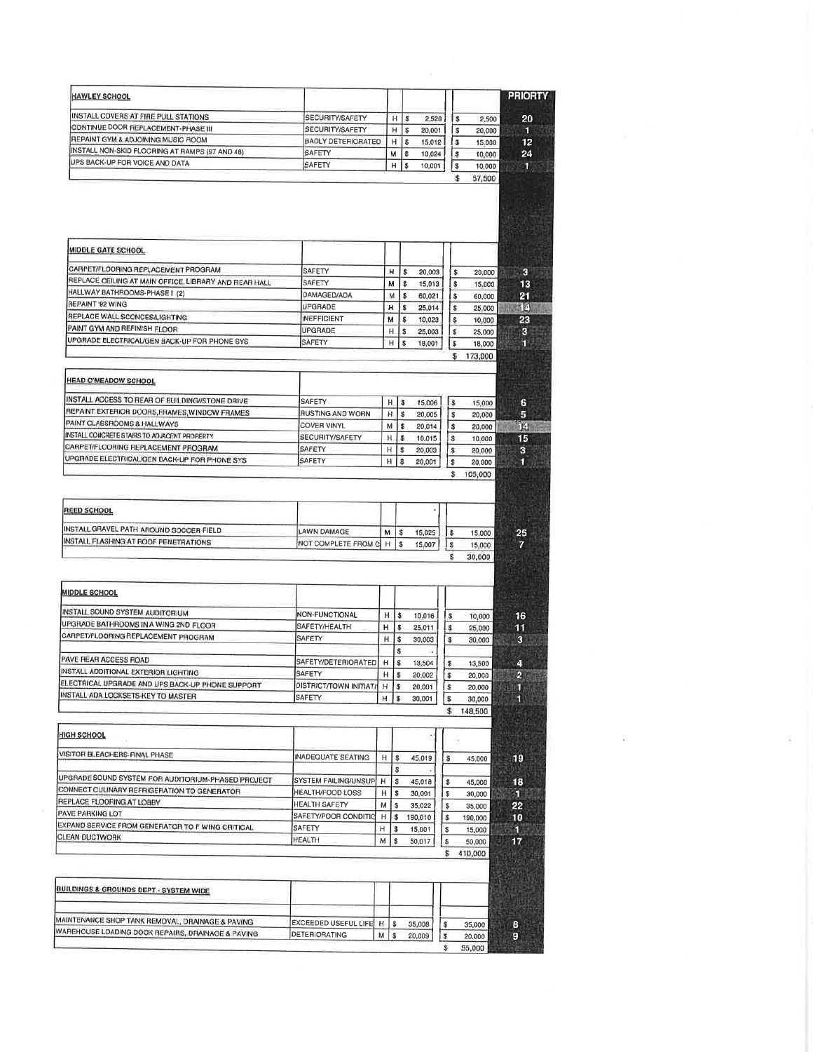| HAWLEY SCHOOL | | | | | PRIORITY |
|---|---|---|---|---|---|
| INSTALL COVERS AT FIRE PULL STATIONS | SECURITY/SAFETY | H | $ 2,520 | $ 2,500 | 20 |
| CONTINUE DOOR REPLACEMENT-PHASE III | SECURITY/SAFETY | H | $ 20,001 | $ 20,000 | 1 |
| REPAINT GYM & ADJOINING MUSIC ROOM | BADLY DETERIORATED | H | $ 15,012 | $ 15,000 | 12 |
| INSTALL NON-SKID FLOORING AT RAMPS (97 AND 48) | SAFETY | M | $ 10,024 | $ 10,000 | 24 |
| UPS BACK-UP FOR VOICE AND DATA | SAFETY | H | $ 10,001 | $ 10,000 | 1 |
| | | | | $ 57,500 | |

| MIDDLE GATE SCHOOL | | | | | |
|---|---|---|---|---|---|
| CARPET/FLOORING REPLACEMENT PROGRAM | SAFETY | H | $ 20,003 | $ 20,000 | 3 |
| REPLACE CEILING AT MAIN OFFICE, LIBRARY AND REAR HALL | SAFETY | M | $ 15,013 | $ 15,000 | 13 |
| HALLWAY BATHROOMS-PHASE I (2) | DAMAGED/ADA | M | $ 60,021 | $ 60,000 | 21 |
| REPAINT '92 WING | UPGRADE | H | $ 25,014 | $ 25,000 | 14 |
| REPLACE WALL SCONCES/LIGHTING | INEFFICIENT | M | $ 10,023 | $ 10,000 | 23 |
| PAINT GYM AND REFINISH FLOOR | UPGRADE | H | $ 25,003 | $ 25,000 | 3 |
| UPGRADE ELECTRICAL/GEN BACK-UP FOR PHONE SYS | SAFETY | H | $ 18,001 | $ 18,000 | 1 |
| | | | | $ 173,000 | |

| HEAD O'MEADOW SCHOOL | | | | | |
|---|---|---|---|---|---|
| INSTALL ACCESS TO REAR OF BUILDING/STONE DRIVE | SAFETY | H | $ 15,006 | $ 15,000 | 6 |
| REPAINT EXTERIOR DOORS,FRAMES,WINDOW FRAMES | RUSTING AND WORN | H | $ 20,005 | $ 20,000 | 5 |
| PAINT CLASSROOMS & HALLWAYS | COVER VINYL | M | $ 20,014 | $ 20,000 | 14 |
| INSTALL CONCRETE STAIRS TO ADJACENT PROPERTY | SECURITY/SAFETY | H | $ 10,015 | $ 10,000 | 15 |
| CARPET/FLOORING REPLACEMENT PROGRAM | SAFETY | H | $ 20,003 | $ 20,000 | 3 |
| UPGRADE ELECTRICAL/GEN BACK-UP FOR PHONE SYS | SAFETY | H | $ 20,001 | $ 20,000 | 1 |
| | | | | $ 105,000 | |

| REED SCHOOL | | | | | |
|---|---|---|---|---|---|
| INSTALL GRAVEL PATH AROUND SOCCER FIELD | LAWN DAMAGE | M | $ 15,025 | $ 15,000 | 25 |
| INSTALL FLASHING AT ROOF PENETRATIONS | NOT COMPLETE FROM C | H | $ 15,007 | $ 15,000 | 7 |
| | | | | $ 30,000 | |

| MIDDLE SCHOOL | | | | | |
|---|---|---|---|---|---|
| INSTALL SOUND SYSTEM AUDITORIUM | NON-FUNCTIONAL | H | $ 10,016 | $ 10,000 | 16 |
| UPGRADE BATHROOMS IN A WING 2ND FLOOR | SAFETY/HEALTH | H | $ 25,011 | $ 25,000 | 11 |
| CARPET/FLOORING REPLACEMENT PROGRAM | SAFETY | H | $ 30,003 | $ 30,000 | 3 |
| | | | $ - | | |
| PAVE REAR ACCESS ROAD | SAFETY/DETERIORATED | H | $ 13,504 | $ 13,500 | 4 |
| INSTALL ADDITIONAL EXTERIOR LIGHTING | SAFETY | H | $ 20,002 | $ 20,000 | 2 |
| ELECTRICAL UPGRADE AND UPS BACK-UP PHONE SUPPORT | DISTRICT/TOWN INITIATI | H | $ 20,001 | $ 20,000 | 1 |
| INSTALL ADA LOCKSETS-KEY TO MASTER | SAFETY | H | $ 30,001 | $ 30,000 | 1 |
| | | | | $ 148,500 | |

| HIGH SCHOOL | | | | | |
|---|---|---|---|---|---|
| VISITOR BLEACHERS-FINAL PHASE | INADEQUATE SEATING | H | $ 45,019 | $ 45,000 | 19 |
| | | | $ - | | |
| UPGRADE SOUND SYSTEM FOR AUDITORIUM-PHASED PROJECT | SYSTEM FAILING/UNSUP | H | $ 45,018 | $ 45,000 | 18 |
| CONNECT CULINARY REFRIGERATION TO GENERATOR | HEALTH/FOOD LOSS | H | $ 30,001 | $ 30,000 | 1 |
| REPLACE FLOORING AT LOBBY | HEALTH SAFETY | M | $ 35,022 | $ 35,000 | 22 |
| PAVE PARKING LOT | SAFETY/POOR CONDITIO | H | $ 190,010 | $ 190,000 | 10 |
| EXPAND SERVICE FROM GENERATOR TO F WING CRITICAL | SAFETY | H | $ 15,001 | $ 15,000 | 1 |
| CLEAN DUCTWORK | HEALTH | M | $ 50,017 | $ 50,000 | 17 |
| | | | | $ 410,000 | |

| BUILDINGS & GROUNDS DEPT - SYSTEM WIDE | | | | | |
|---|---|---|---|---|---|
| MAINTENANCE SHOP TANK REMOVAL, DRAINAGE & PAVING | EXCEEDED USEFUL LIFE | H | $ 35,008 | $ 35,000 | 8 |
| WAREHOUSE LOADING DOCK REPAIRS, DRAINAGE & PAVING | DETERIORATING | M | $ 20,009 | $ 20,000 | 9 |
| | | | | $ 55,000 | |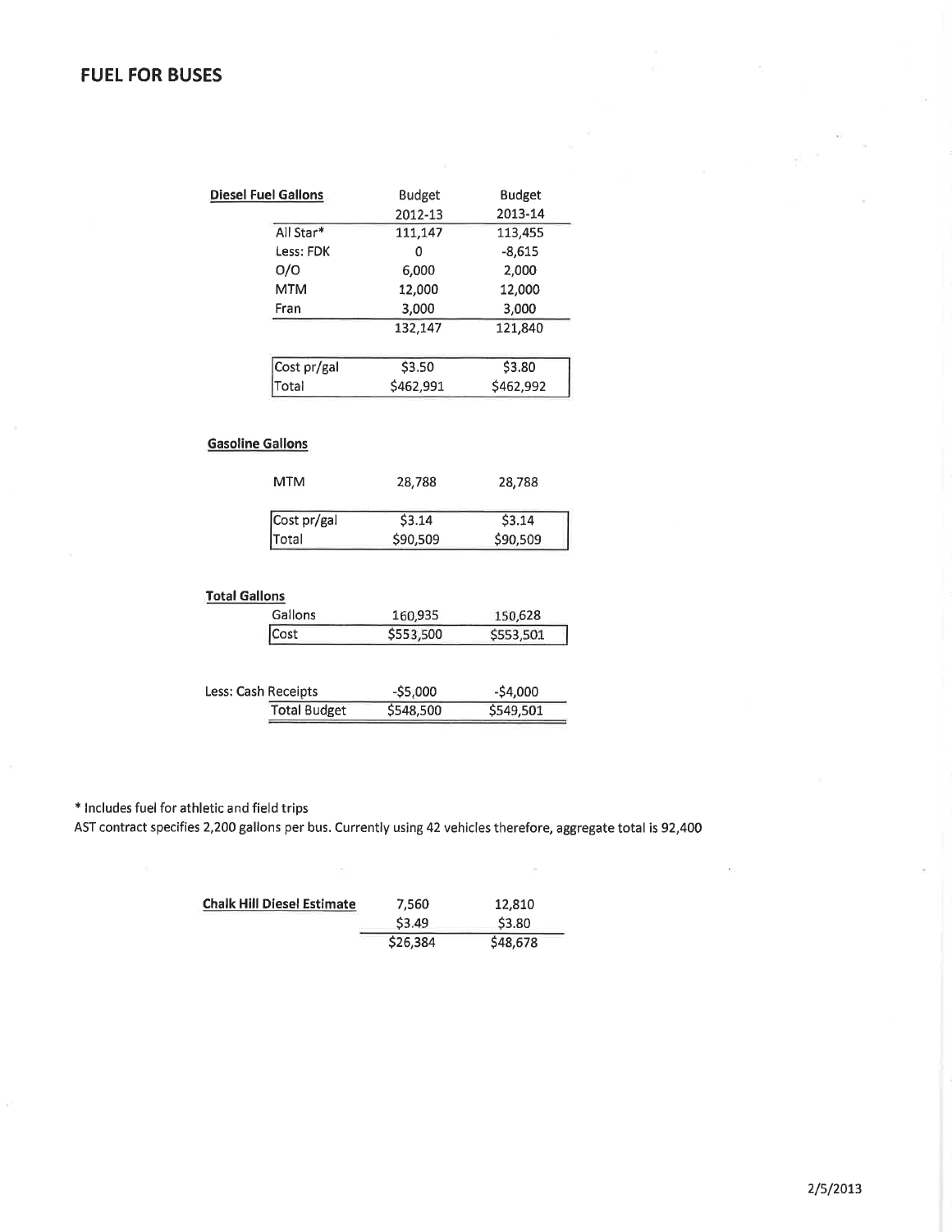## FUEL FOR BUSES

| Diesel Fuel Gallons | Budget 2012-13 | Budget 2013-14 |
|---|---|---|
| All Star* | 111,147 | 113,455 |
| Less: FDK | 0 | -8,615 |
| O/O | 6,000 | 2,000 |
| MTM | 12,000 | 12,000 |
| Fran | 3,000 | 3,000 |
| | 132,147 | 121,840 |
| Cost pr/gal | $3.50 | $3.80 |
| Total | $462,991 | $462,992 |

| Gasoline Gallons | | |
|---|---|---|
| MTM | 28,788 | 28,788 |
| Cost pr/gal | $3.14 | $3.14 |
| Total | $90,509 | $90,509 |

| Total Gallons | | |
|---|---|---|
| Gallons | 160,935 | 150,628 |
| Cost | $553,500 | $553,501 |
| Less: Cash Receipts | -$5,000 | -$4,000 |
| Total Budget | $548,500 | $549,501 |

* Includes fuel for athletic and field trips
AST contract specifies 2,200 gallons per bus. Currently using 42 vehicles therefore, aggregate total is 92,400

| Chalk Hill Diesel Estimate | | |
|---|---|---|
| | 7,560 | 12,810 |
| | $3.49 | $3.80 |
| | $26,384 | $48,678 |

2/5/2013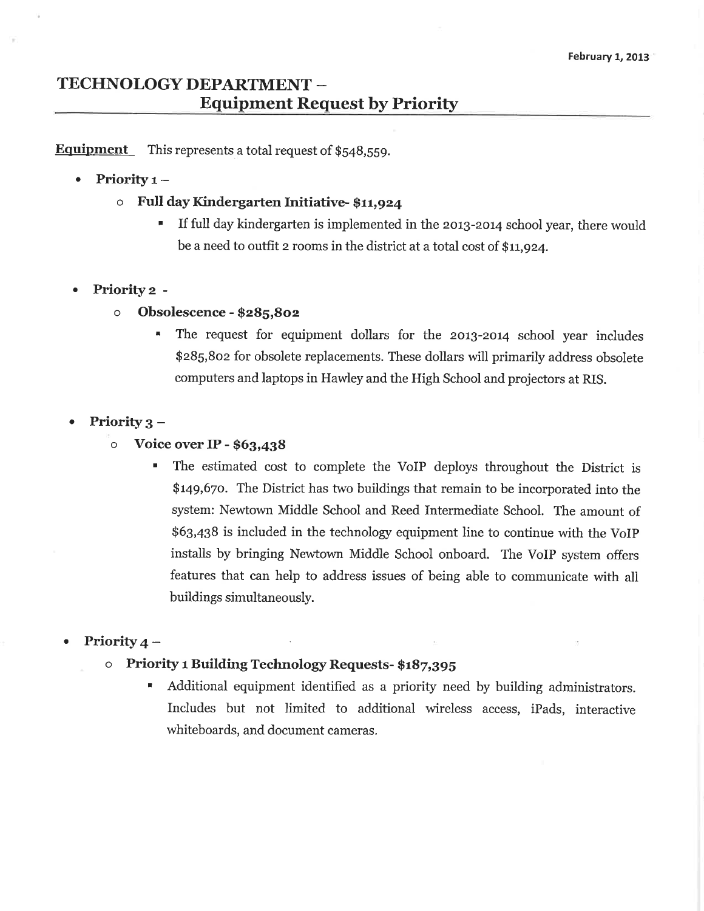February 1, 2013

# TECHNOLOGY DEPARTMENT – Equipment Request by Priority

**Equipment** This represents a total request of $548,559.

- **Priority 1 –**
  - **Full day Kindergarten Initiative- $11,924**
    - If full day kindergarten is implemented in the 2013-2014 school year, there would be a need to outfit 2 rooms in the district at a total cost of $11,924.

- **Priority 2 -**
  - **Obsolescence - $285,802**
    - The request for equipment dollars for the 2013-2014 school year includes $285,802 for obsolete replacements. These dollars will primarily address obsolete computers and laptops in Hawley and the High School and projectors at RIS.

- **Priority 3 –**
  - **Voice over IP - $63,438**
    - The estimated cost to complete the VoIP deploys throughout the District is $149,670. The District has two buildings that remain to be incorporated into the system: Newtown Middle School and Reed Intermediate School. The amount of $63,438 is included in the technology equipment line to continue with the VoIP installs by bringing Newtown Middle School onboard. The VoIP system offers features that can help to address issues of being able to communicate with all buildings simultaneously.

- **Priority 4 –**
  - **Priority 1 Building Technology Requests- $187,395**
    - Additional equipment identified as a priority need by building administrators. Includes but not limited to additional wireless access, iPads, interactive whiteboards, and document cameras.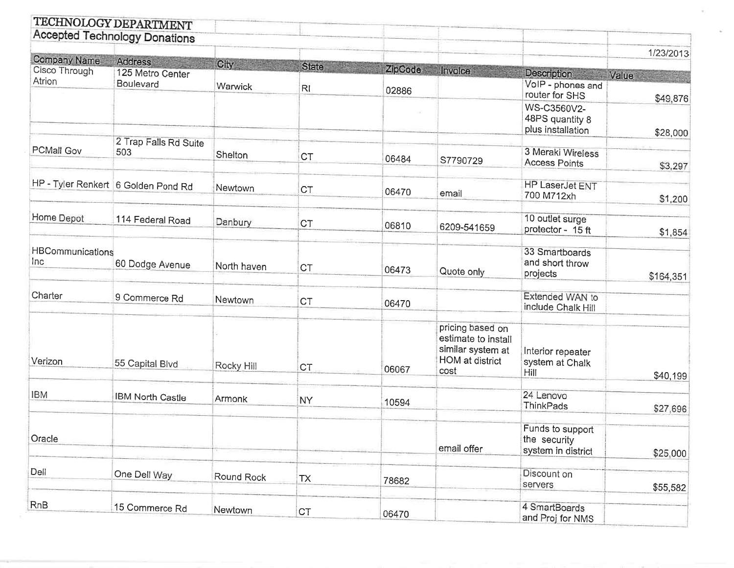# TECHNOLOGY DEPARTMENT

## Accepted Technology Donations

1/23/2013

| Company Name | Address | City | State | ZipCode | Invoice | Description | Value |
|---|---|---|---|---|---|---|---|
| Cisco Through Atrion | 125 Metro Center Boulevard | Warwick | RI | 02886 | | VoIP - phones and router for SHS | $49,876 |
| | | | | | | WS-C3560V2-48PS quantity 8 plus installation | $28,000 |
| PCMall Gov | 2 Trap Falls Rd Suite 503 | Shelton | CT | 06484 | S7790729 | 3 Meraki Wireless Access Points | $3,297 |
| HP - Tyler Renkert | 6 Golden Pond Rd | Newtown | CT | 06470 | email | HP LaserJet ENT 700 M712xh | $1,200 |
| Home Depot | 114 Federal Road | Danbury | CT | 06810 | 6209-541659 | 10 outlet surge protector - 15 ft | $1,854 |
| HBCommunications Inc | 60 Dodge Avenue | North haven | CT | 06473 | Quote only | 33 Smartboards and short throw projects | $164,351 |
| Charter | 9 Commerce Rd | Newtown | CT | 06470 | | Extended WAN to include Chalk Hill | |
| Verizon | 55 Capital Blvd | Rocky Hill | CT | 06067 | pricing based on estimate to install similar system at HOM at district cost | Interior repeater system at Chalk Hill | $40,199 |
| IBM | IBM North Castle | Armonk | NY | 10594 | | 24 Lenovo ThinkPads | $27,696 |
| Oracle | | | | | email offer | Funds to support the security system in district | $25,000 |
| Dell | One Dell Way | Round Rock | TX | 78682 | | Discount on servers | $55,582 |
| RnB | 15 Commerce Rd | Newtown | CT | 06470 | | 4 SmartBoards and Proj for NMS | |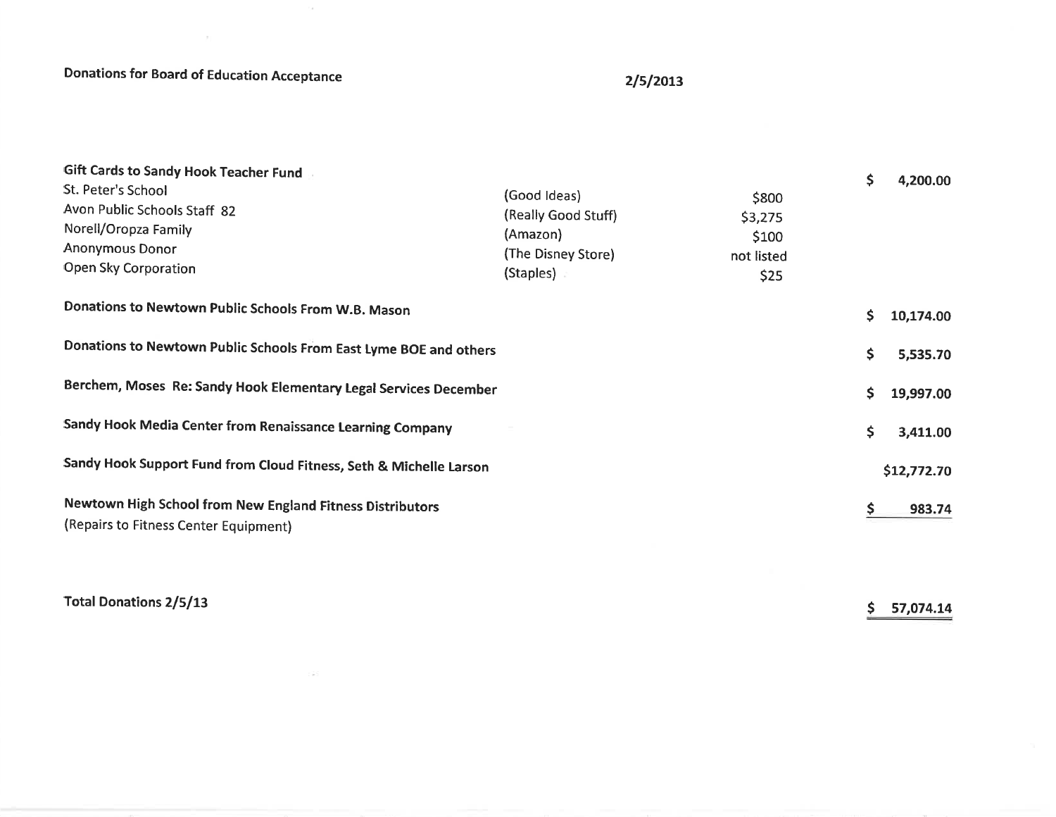**Donations for Board of Education Acceptance** **2/5/2013**

| | | | |
|---|---|---|---|
| **Gift Cards to Sandy Hook Teacher Fund** | | | $ 4,200.00 |
| St. Peter's School | (Good Ideas) | $800 | |
| Avon Public Schools Staff 82 | (Really Good Stuff) | $3,275 | |
| Norell/Oropza Family | (Amazon) | $100 | |
| Anonymous Donor | (The Disney Store) | not listed | |
| Open Sky Corporation | (Staples) | $25 | |
| **Donations to Newtown Public Schools From W.B. Mason** | | | $ 10,174.00 |
| **Donations to Newtown Public Schools From East Lyme BOE and others** | | | $ 5,535.70 |
| **Berchem, Moses Re: Sandy Hook Elementary Legal Services December** | | | $ 19,997.00 |
| **Sandy Hook Media Center from Renaissance Learning Company** | | | $ 3,411.00 |
| **Sandy Hook Support Fund from Cloud Fitness, Seth & Michelle Larson** | | | $12,772.70 |
| **Newtown High School from New England Fitness Distributors** (Repairs to Fitness Center Equipment) | | | $ 983.74 |

**Total Donations 2/5/13** $ 57,074.14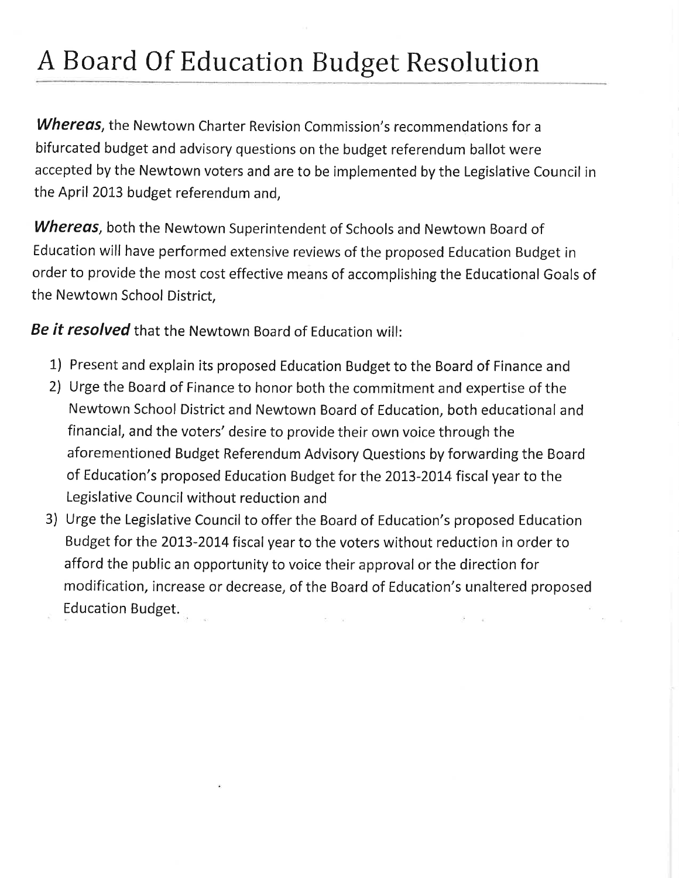# A Board Of Education Budget Resolution

***Whereas***, the Newtown Charter Revision Commission's recommendations for a bifurcated budget and advisory questions on the budget referendum ballot were accepted by the Newtown voters and are to be implemented by the Legislative Council in the April 2013 budget referendum and,

***Whereas***, both the Newtown Superintendent of Schools and Newtown Board of Education will have performed extensive reviews of the proposed Education Budget in order to provide the most cost effective means of accomplishing the Educational Goals of the Newtown School District,

***Be it resolved*** that the Newtown Board of Education will:

1) Present and explain its proposed Education Budget to the Board of Finance and
2) Urge the Board of Finance to honor both the commitment and expertise of the Newtown School District and Newtown Board of Education, both educational and financial, and the voters' desire to provide their own voice through the aforementioned Budget Referendum Advisory Questions by forwarding the Board of Education's proposed Education Budget for the 2013-2014 fiscal year to the Legislative Council without reduction and
3) Urge the Legislative Council to offer the Board of Education's proposed Education Budget for the 2013-2014 fiscal year to the voters without reduction in order to afford the public an opportunity to voice their approval or the direction for modification, increase or decrease, of the Board of Education's unaltered proposed Education Budget.